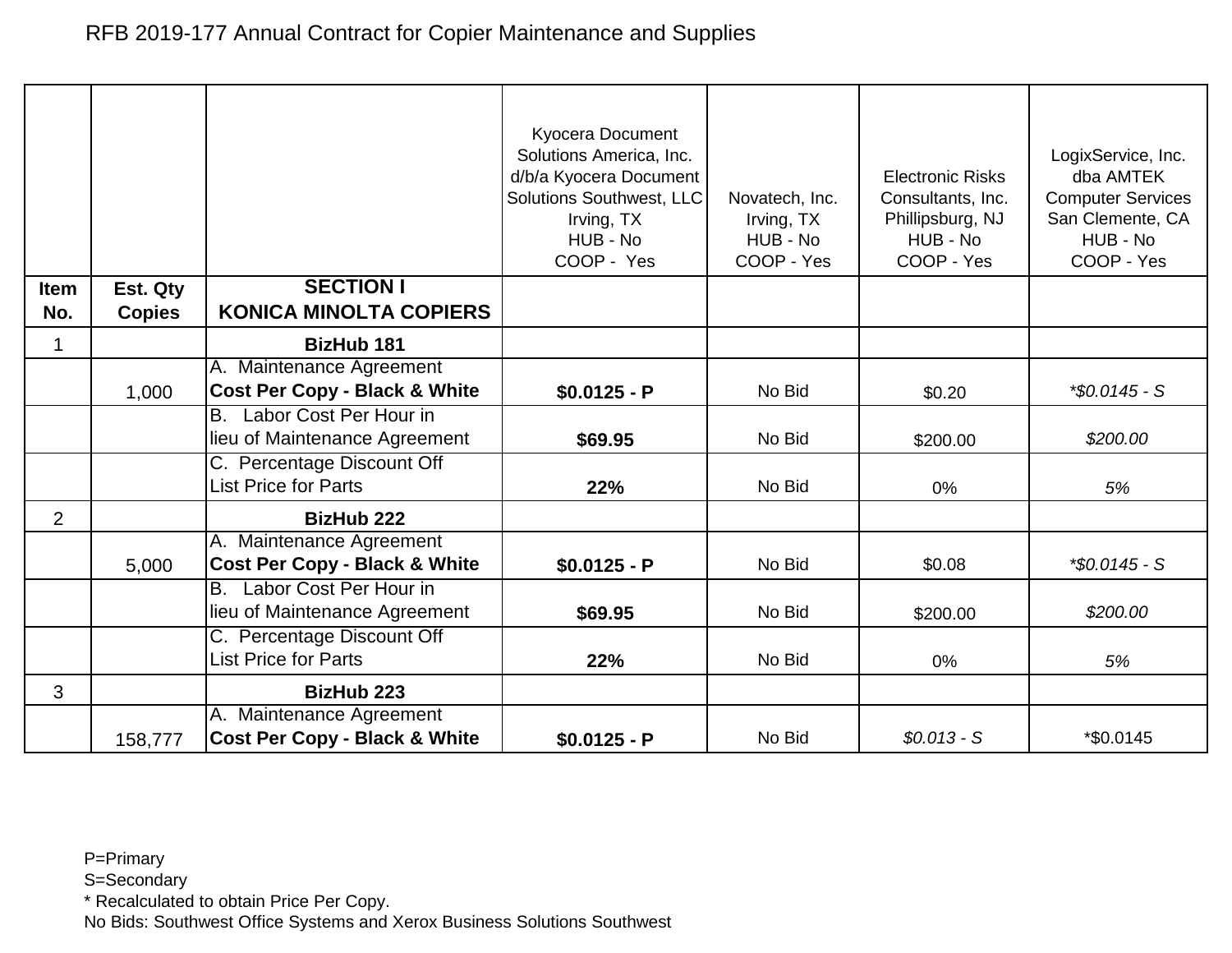# RFB 2019-177 Annual Contract for Copier Maintenance and Supplies

| Item No. | Est. Qty Copies | SECTION I KONICA MINOLTA COPIERS | Kyocera Document Solutions America, Inc. d/b/a Kyocera Document Solutions Southwest, LLC Irving, TX HUB - No COOP - Yes | Novatech, Inc. Irving, TX HUB - No COOP - Yes | Electronic Risks Consultants, Inc. Phillipsburg, NJ HUB - No COOP - Yes | LogixService, Inc. dba AMTEK Computer Services San Clemente, CA HUB - No COOP - Yes |
|---|---|---|---|---|---|---|
| 1 | | **BizHub 181** | | | | |
| | 1,000 | A. Maintenance Agreement **Cost Per Copy - Black & White** | **$0.0125 - P** | No Bid | $0.20 | *\*$0.0145 - S* |
| | | B. Labor Cost Per Hour in lieu of Maintenance Agreement | **$69.95** | No Bid | $200.00 | *$200.00* |
| | | C. Percentage Discount Off List Price for Parts | **22%** | No Bid | 0% | *5%* |
| 2 | | **BizHub 222** | | | | |
| | 5,000 | A. Maintenance Agreement **Cost Per Copy - Black & White** | **$0.0125 - P** | No Bid | $0.08 | *\*$0.0145 - S* |
| | | B. Labor Cost Per Hour in lieu of Maintenance Agreement | **$69.95** | No Bid | $200.00 | *$200.00* |
| | | C. Percentage Discount Off List Price for Parts | **22%** | No Bid | 0% | *5%* |
| 3 | | **BizHub 223** | | | | |
| | 158,777 | A. Maintenance Agreement **Cost Per Copy - Black & White** | **$0.0125 - P** | No Bid | *$0.013 - S* | *$0.0145 |

P=Primary
S=Secondary
* Recalculated to obtain Price Per Copy.
No Bids: Southwest Office Systems and Xerox Business Solutions Southwest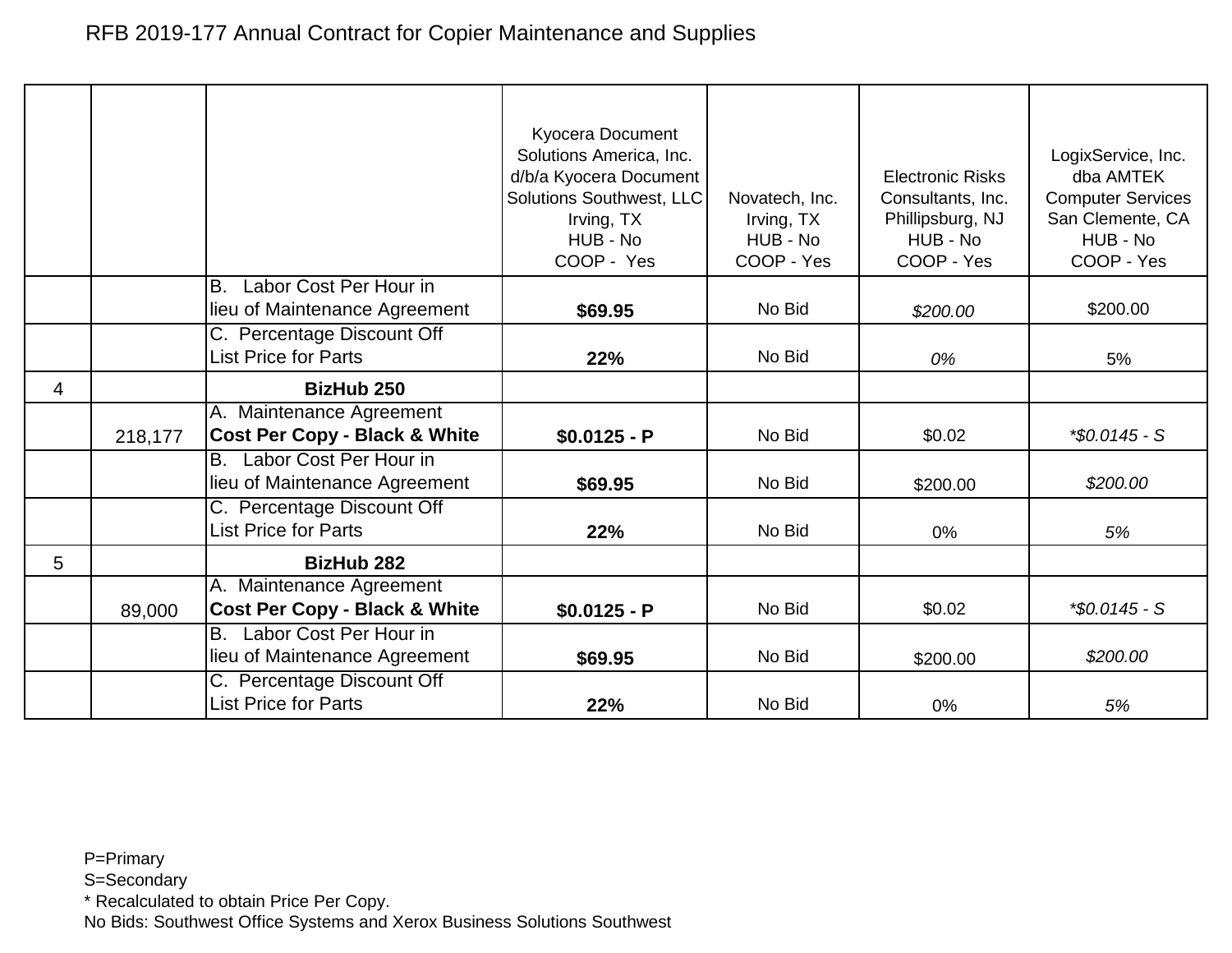RFB 2019-177 Annual Contract for Copier Maintenance and Supplies

| | | | Kyocera Document Solutions America, Inc. d/b/a Kyocera Document Solutions Southwest, LLC Irving, TX HUB - No COOP - Yes | Novatech, Inc. Irving, TX HUB - No COOP - Yes | Electronic Risks Consultants, Inc. Phillipsburg, NJ HUB - No COOP - Yes | LogixService, Inc. dba AMTEK Computer Services San Clemente, CA HUB - No COOP - Yes |
|---|---|---|---|---|---|---|
| | | B. Labor Cost Per Hour in lieu of Maintenance Agreement | **$69.95** | No Bid | *$200.00* | $200.00 |
| | | C. Percentage Discount Off List Price for Parts | **22%** | No Bid | *0%* | 5% |
| 4 | | **BizHub 250** | | | | |
| | 218,177 | A. Maintenance Agreement **Cost Per Copy - Black & White** | **$0.0125 - P** | No Bid | $0.02 | *\*$0.0145 - S* |
| | | B. Labor Cost Per Hour in lieu of Maintenance Agreement | **$69.95** | No Bid | $200.00 | *$200.00* |
| | | C. Percentage Discount Off List Price for Parts | **22%** | No Bid | 0% | *5%* |
| 5 | | **BizHub 282** | | | | |
| | 89,000 | A. Maintenance Agreement **Cost Per Copy - Black & White** | **$0.0125 - P** | No Bid | $0.02 | *\*$0.0145 - S* |
| | | B. Labor Cost Per Hour in lieu of Maintenance Agreement | **$69.95** | No Bid | $200.00 | *$200.00* |
| | | C. Percentage Discount Off List Price for Parts | **22%** | No Bid | 0% | *5%* |

P=Primary
S=Secondary
* Recalculated to obtain Price Per Copy.
No Bids: Southwest Office Systems and Xerox Business Solutions Southwest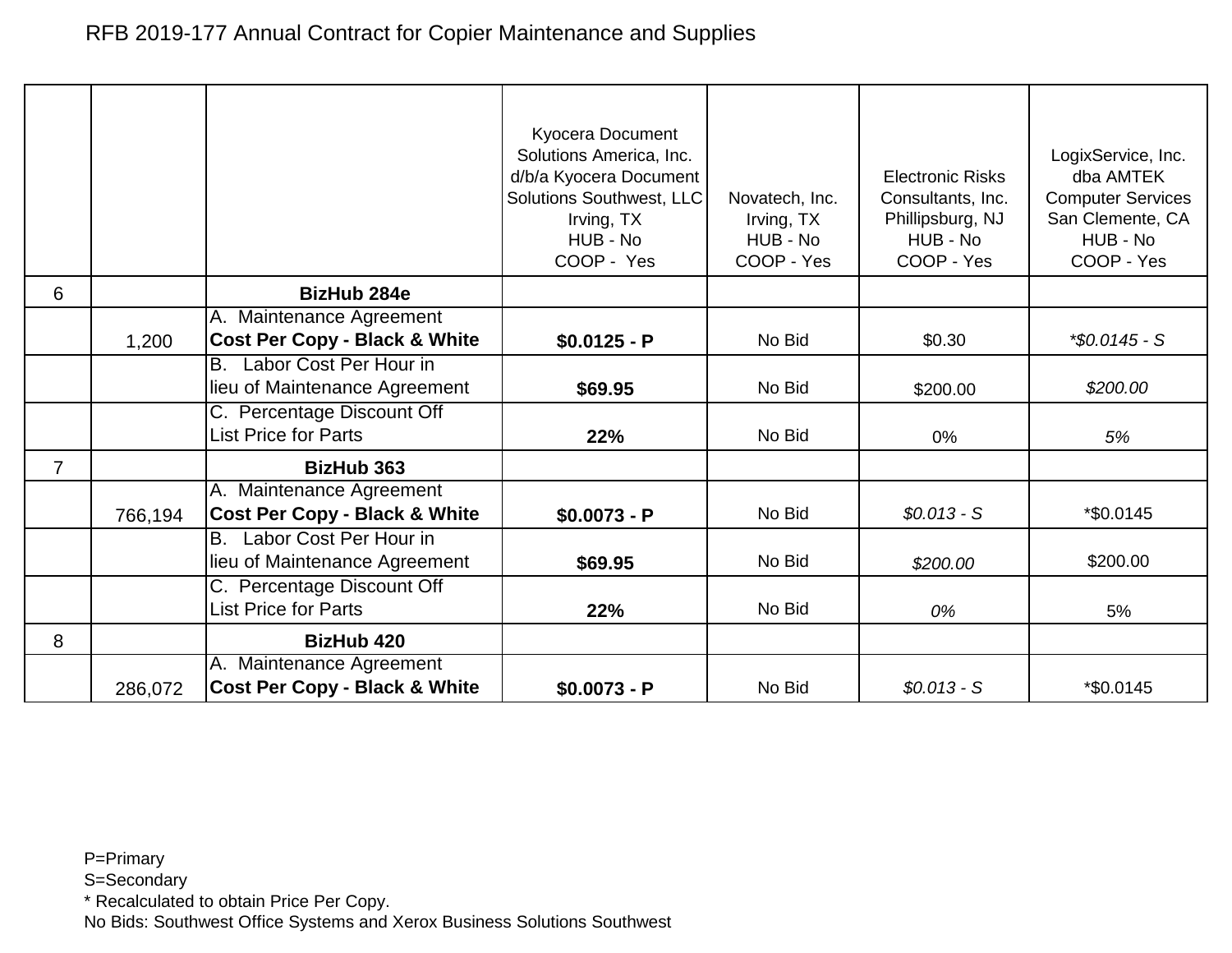RFB 2019-177 Annual Contract for Copier Maintenance and Supplies

| | | | Kyocera Document Solutions America, Inc. d/b/a Kyocera Document Solutions Southwest, LLC Irving, TX HUB - No COOP - Yes | Novatech, Inc. Irving, TX HUB - No COOP - Yes | Electronic Risks Consultants, Inc. Phillipsburg, NJ HUB - No COOP - Yes | LogixService, Inc. dba AMTEK Computer Services San Clemente, CA HUB - No COOP - Yes |
|---|---|---|---|---|---|---|
| 6 | | **BizHub 284e** | | | | |
| | 1,200 | A. Maintenance Agreement **Cost Per Copy - Black & White** | **$0.0125 - P** | No Bid | $0.30 | *\*$0.0145 - S* |
| | | B. Labor Cost Per Hour in lieu of Maintenance Agreement | **$69.95** | No Bid | $200.00 | *$200.00* |
| | | C. Percentage Discount Off List Price for Parts | **22%** | No Bid | 0% | *5%* |
| 7 | | **BizHub 363** | | | | |
| | 766,194 | A. Maintenance Agreement **Cost Per Copy - Black & White** | **$0.0073 - P** | No Bid | *$0.013 - S* | *$0.0145 |
| | | B. Labor Cost Per Hour in lieu of Maintenance Agreement | **$69.95** | No Bid | *$200.00* | $200.00 |
| | | C. Percentage Discount Off List Price for Parts | **22%** | No Bid | *0%* | 5% |
| 8 | | **BizHub 420** | | | | |
| | 286,072 | A. Maintenance Agreement **Cost Per Copy - Black & White** | **$0.0073 - P** | No Bid | *$0.013 - S* | *$0.0145 |

P=Primary
S=Secondary
* Recalculated to obtain Price Per Copy.
No Bids: Southwest Office Systems and Xerox Business Solutions Southwest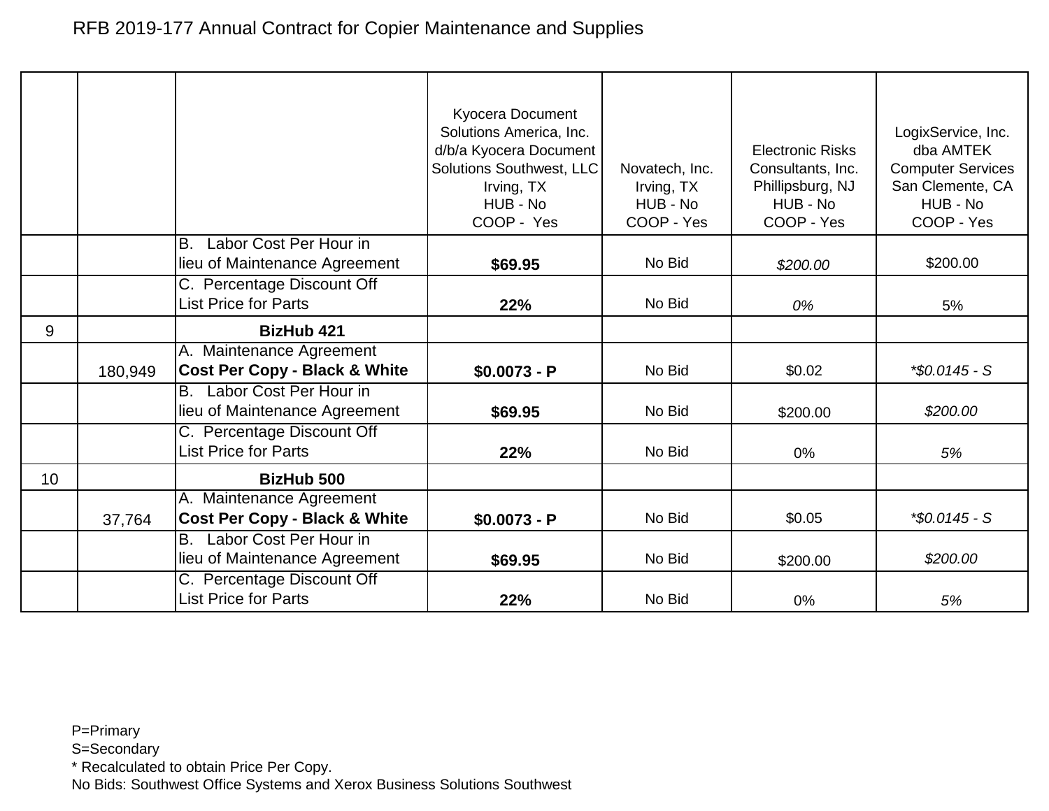# RFB 2019-177 Annual Contract for Copier Maintenance and Supplies

| | | | Kyocera Document Solutions America, Inc. d/b/a Kyocera Document Solutions Southwest, LLC Irving, TX HUB - No COOP - Yes | Novatech, Inc. Irving, TX HUB - No COOP - Yes | Electronic Risks Consultants, Inc. Phillipsburg, NJ HUB - No COOP - Yes | LogixService, Inc. dba AMTEK Computer Services San Clemente, CA HUB - No COOP - Yes |
|---|---|---|---|---|---|---|
| | | B. Labor Cost Per Hour in lieu of Maintenance Agreement | **$69.95** | No Bid | *$200.00* | $200.00 |
| | | C. Percentage Discount Off List Price for Parts | **22%** | No Bid | *0%* | 5% |
| 9 | | **BizHub 421** | | | | |
| | 180,949 | A. Maintenance Agreement **Cost Per Copy - Black & White** | **$0.0073 - P** | No Bid | $0.02 | *\*$0.0145 - S* |
| | | B. Labor Cost Per Hour in lieu of Maintenance Agreement | **$69.95** | No Bid | $200.00 | *$200.00* |
| | | C. Percentage Discount Off List Price for Parts | **22%** | No Bid | 0% | *5%* |
| 10 | | **BizHub 500** | | | | |
| | 37,764 | A. Maintenance Agreement **Cost Per Copy - Black & White** | **$0.0073 - P** | No Bid | $0.05 | *\*$0.0145 - S* |
| | | B. Labor Cost Per Hour in lieu of Maintenance Agreement | **$69.95** | No Bid | $200.00 | *$200.00* |
| | | C. Percentage Discount Off List Price for Parts | **22%** | No Bid | 0% | *5%* |

P=Primary
S=Secondary
* Recalculated to obtain Price Per Copy.
No Bids: Southwest Office Systems and Xerox Business Solutions Southwest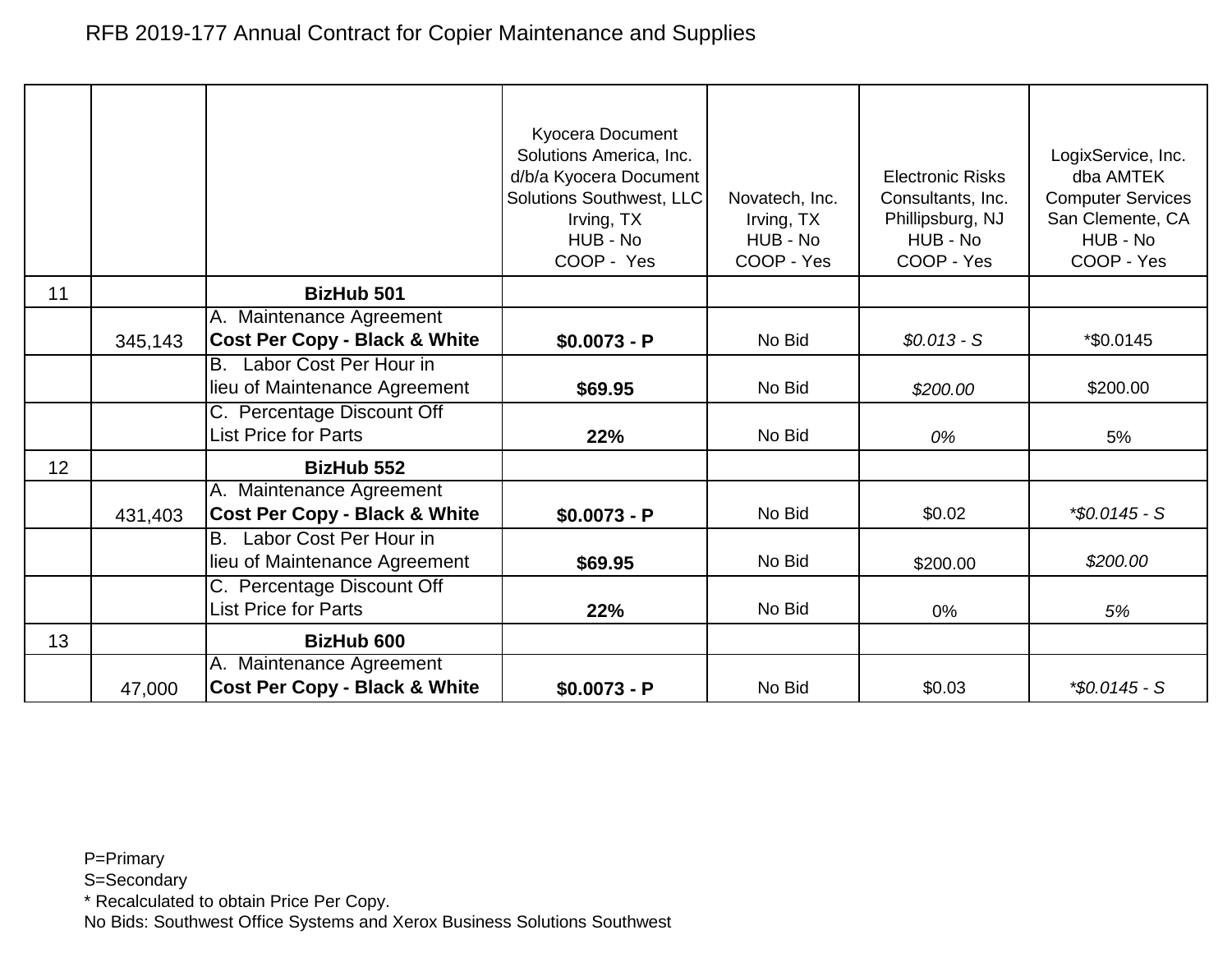RFB 2019-177 Annual Contract for Copier Maintenance and Supplies

| | | | Kyocera Document Solutions America, Inc. d/b/a Kyocera Document Solutions Southwest, LLC Irving, TX HUB - No COOP - Yes | Novatech, Inc. Irving, TX HUB - No COOP - Yes | Electronic Risks Consultants, Inc. Phillipsburg, NJ HUB - No COOP - Yes | LogixService, Inc. dba AMTEK Computer Services San Clemente, CA HUB - No COOP - Yes |
|---|---|---|---|---|---|---|
| 11 | | **BizHub 501** | | | | |
| | 345,143 | A. Maintenance Agreement **Cost Per Copy - Black & White** | **$0.0073 - P** | No Bid | *$0.013 - S* | *$0.0145 |
| | | B. Labor Cost Per Hour in lieu of Maintenance Agreement | **$69.95** | No Bid | *$200.00* | $200.00 |
| | | C. Percentage Discount Off List Price for Parts | **22%** | No Bid | *0%* | 5% |
| 12 | | **BizHub 552** | | | | |
| | 431,403 | A. Maintenance Agreement **Cost Per Copy - Black & White** | **$0.0073 - P** | No Bid | $0.02 | *\*$0.0145 - S* |
| | | B. Labor Cost Per Hour in lieu of Maintenance Agreement | **$69.95** | No Bid | $200.00 | *$200.00* |
| | | C. Percentage Discount Off List Price for Parts | **22%** | No Bid | 0% | *5%* |
| 13 | | **BizHub 600** | | | | |
| | 47,000 | A. Maintenance Agreement **Cost Per Copy - Black & White** | **$0.0073 - P** | No Bid | $0.03 | *\*$0.0145 - S* |

P=Primary
S=Secondary
* Recalculated to obtain Price Per Copy.
No Bids: Southwest Office Systems and Xerox Business Solutions Southwest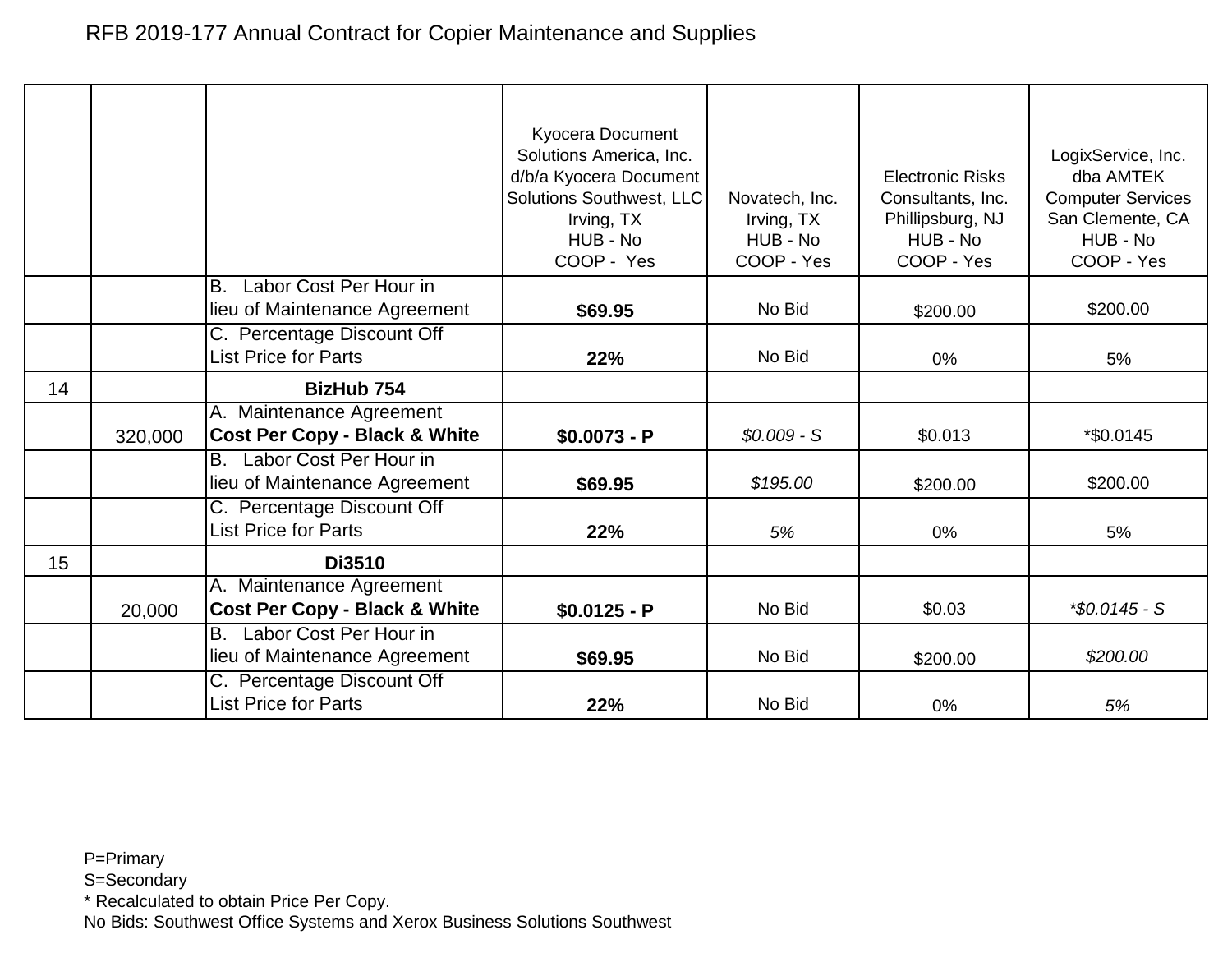RFB 2019-177 Annual Contract for Copier Maintenance and Supplies

| | | | Kyocera Document Solutions America, Inc. d/b/a Kyocera Document Solutions Southwest, LLC Irving, TX HUB - No COOP - Yes | Novatech, Inc. Irving, TX HUB - No COOP - Yes | Electronic Risks Consultants, Inc. Phillipsburg, NJ HUB - No COOP - Yes | LogixService, Inc. dba AMTEK Computer Services San Clemente, CA HUB - No COOP - Yes |
|---|---|---|---|---|---|---|
| | | B. Labor Cost Per Hour in lieu of Maintenance Agreement | **$69.95** | No Bid | $200.00 | $200.00 |
| | | C. Percentage Discount Off List Price for Parts | **22%** | No Bid | 0% | 5% |
| 14 | | **BizHub 754** | | | | |
| | 320,000 | A. Maintenance Agreement **Cost Per Copy - Black & White** | **$0.0073 - P** | *$0.009 - S* | $0.013 | *$0.0145 |
| | | B. Labor Cost Per Hour in lieu of Maintenance Agreement | **$69.95** | *$195.00* | $200.00 | $200.00 |
| | | C. Percentage Discount Off List Price for Parts | **22%** | *5%* | 0% | 5% |
| 15 | | **Di3510** | | | | |
| | 20,000 | A. Maintenance Agreement **Cost Per Copy - Black & White** | **$0.0125 - P** | No Bid | $0.03 | *\*$0.0145 - S* |
| | | B. Labor Cost Per Hour in lieu of Maintenance Agreement | **$69.95** | No Bid | $200.00 | *$200.00* |
| | | C. Percentage Discount Off List Price for Parts | **22%** | No Bid | 0% | *5%* |

P=Primary
S=Secondary
* Recalculated to obtain Price Per Copy.
No Bids: Southwest Office Systems and Xerox Business Solutions Southwest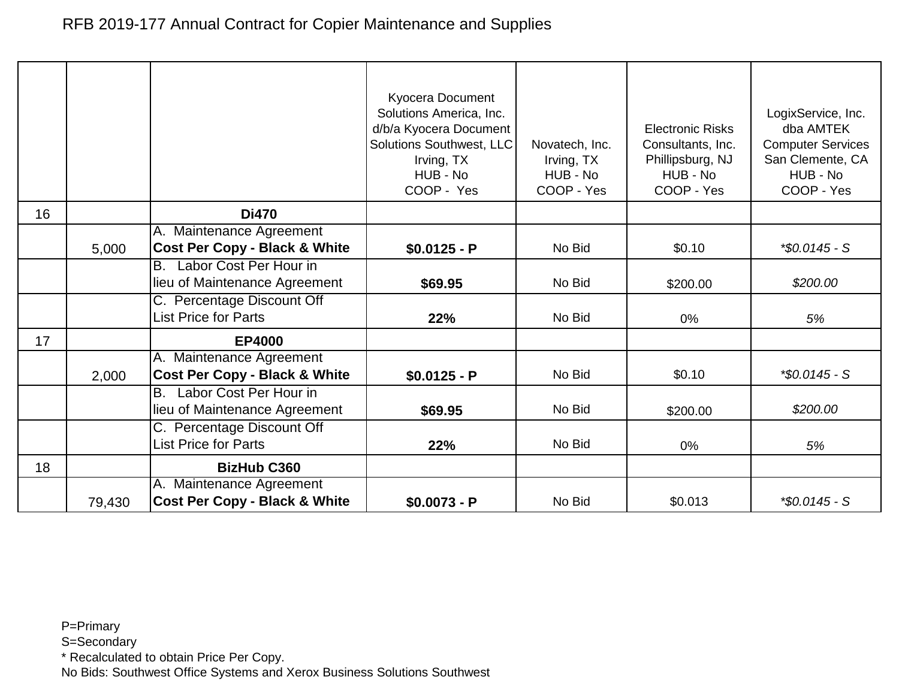RFB 2019-177 Annual Contract for Copier Maintenance and Supplies

| | | | Kyocera Document Solutions America, Inc. d/b/a Kyocera Document Solutions Southwest, LLC Irving, TX HUB - No COOP - Yes | Novatech, Inc. Irving, TX HUB - No COOP - Yes | Electronic Risks Consultants, Inc. Phillipsburg, NJ HUB - No COOP - Yes | LogixService, Inc. dba AMTEK Computer Services San Clemente, CA HUB - No COOP - Yes |
|---|---|---|---|---|---|---|
| 16 | | **Di470** | | | | |
| | 5,000 | A. Maintenance Agreement **Cost Per Copy - Black & White** | **$0.0125 - P** | No Bid | $0.10 | *\*$0.0145 - S* |
| | | B. Labor Cost Per Hour in lieu of Maintenance Agreement | **$69.95** | No Bid | $200.00 | *$200.00* |
| | | C. Percentage Discount Off List Price for Parts | **22%** | No Bid | 0% | *5%* |
| 17 | | **EP4000** | | | | |
| | 2,000 | A. Maintenance Agreement **Cost Per Copy - Black & White** | **$0.0125 - P** | No Bid | $0.10 | *\*$0.0145 - S* |
| | | B. Labor Cost Per Hour in lieu of Maintenance Agreement | **$69.95** | No Bid | $200.00 | *$200.00* |
| | | C. Percentage Discount Off List Price for Parts | **22%** | No Bid | 0% | *5%* |
| 18 | | **BizHub C360** | | | | |
| | 79,430 | A. Maintenance Agreement **Cost Per Copy - Black & White** | **$0.0073 - P** | No Bid | $0.013 | *\*$0.0145 - S* |

P=Primary
S=Secondary
* Recalculated to obtain Price Per Copy.
No Bids: Southwest Office Systems and Xerox Business Solutions Southwest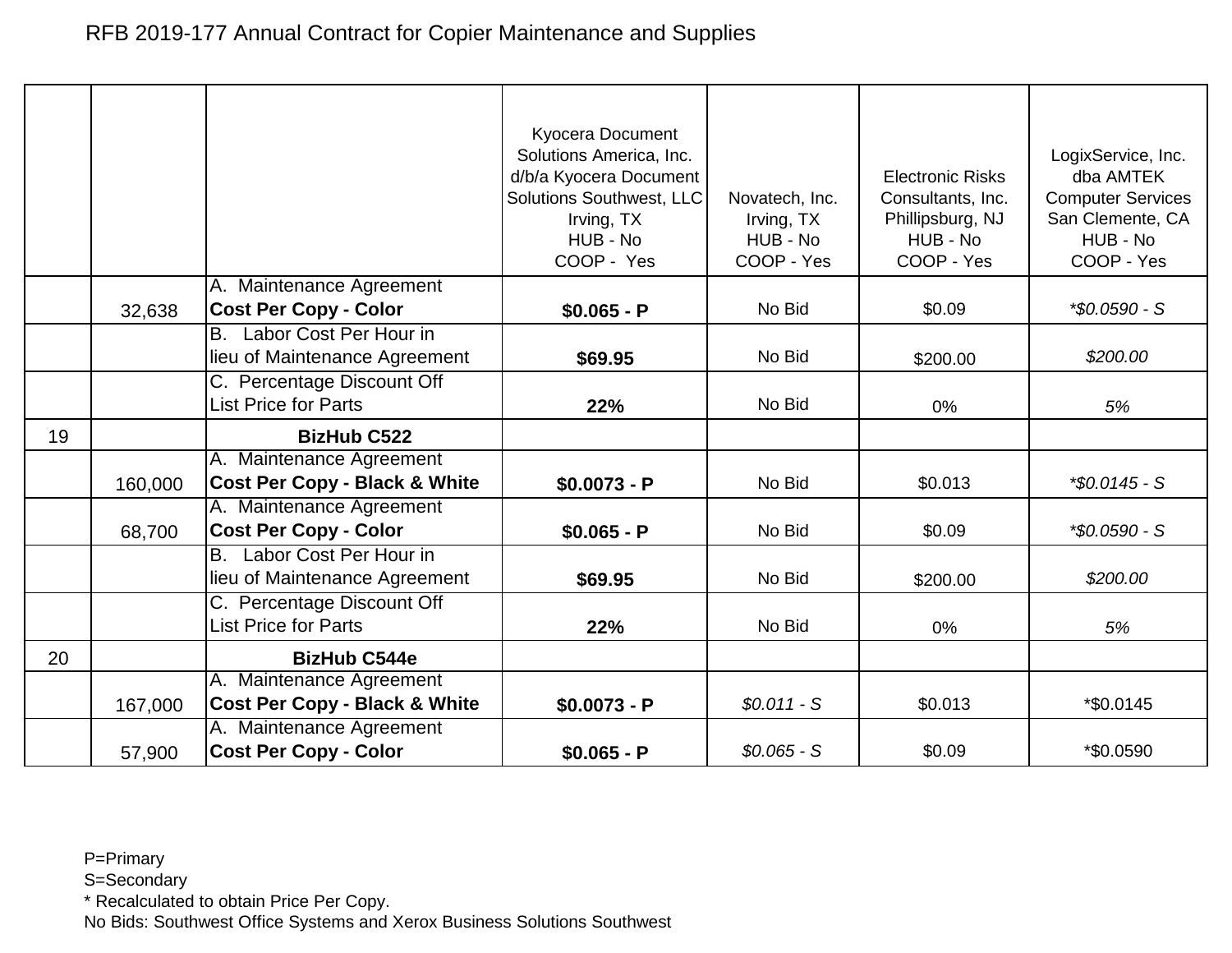RFB 2019-177 Annual Contract for Copier Maintenance and Supplies

| | | | Kyocera Document Solutions America, Inc. d/b/a Kyocera Document Solutions Southwest, LLC Irving, TX HUB - No COOP - Yes | Novatech, Inc. Irving, TX HUB - No COOP - Yes | Electronic Risks Consultants, Inc. Phillipsburg, NJ HUB - No COOP - Yes | LogixService, Inc. dba AMTEK Computer Services San Clemente, CA HUB - No COOP - Yes |
|---|---|---|---|---|---|---|
| | 32,638 | A. Maintenance Agreement **Cost Per Copy - Color** | **$0.065 - P** | No Bid | $0.09 | *\*$0.0590 - S* |
| | | B. Labor Cost Per Hour in lieu of Maintenance Agreement | **$69.95** | No Bid | $200.00 | *$200.00* |
| | | C. Percentage Discount Off List Price for Parts | **22%** | No Bid | 0% | *5%* |
| 19 | | **BizHub C522** | | | | |
| | 160,000 | A. Maintenance Agreement **Cost Per Copy - Black & White** | **$0.0073 - P** | No Bid | $0.013 | *\*$0.0145 - S* |
| | 68,700 | A. Maintenance Agreement **Cost Per Copy - Color** | **$0.065 - P** | No Bid | $0.09 | *\*$0.0590 - S* |
| | | B. Labor Cost Per Hour in lieu of Maintenance Agreement | **$69.95** | No Bid | $200.00 | *$200.00* |
| | | C. Percentage Discount Off List Price for Parts | **22%** | No Bid | 0% | *5%* |
| 20 | | **BizHub C544e** | | | | |
| | 167,000 | A. Maintenance Agreement **Cost Per Copy - Black & White** | **$0.0073 - P** | *$0.011 - S* | $0.013 | *$0.0145 |
| | 57,900 | A. Maintenance Agreement **Cost Per Copy - Color** | **$0.065 - P** | *$0.065 - S* | $0.09 | *$0.0590 |

P=Primary
S=Secondary
* Recalculated to obtain Price Per Copy.
No Bids: Southwest Office Systems and Xerox Business Solutions Southwest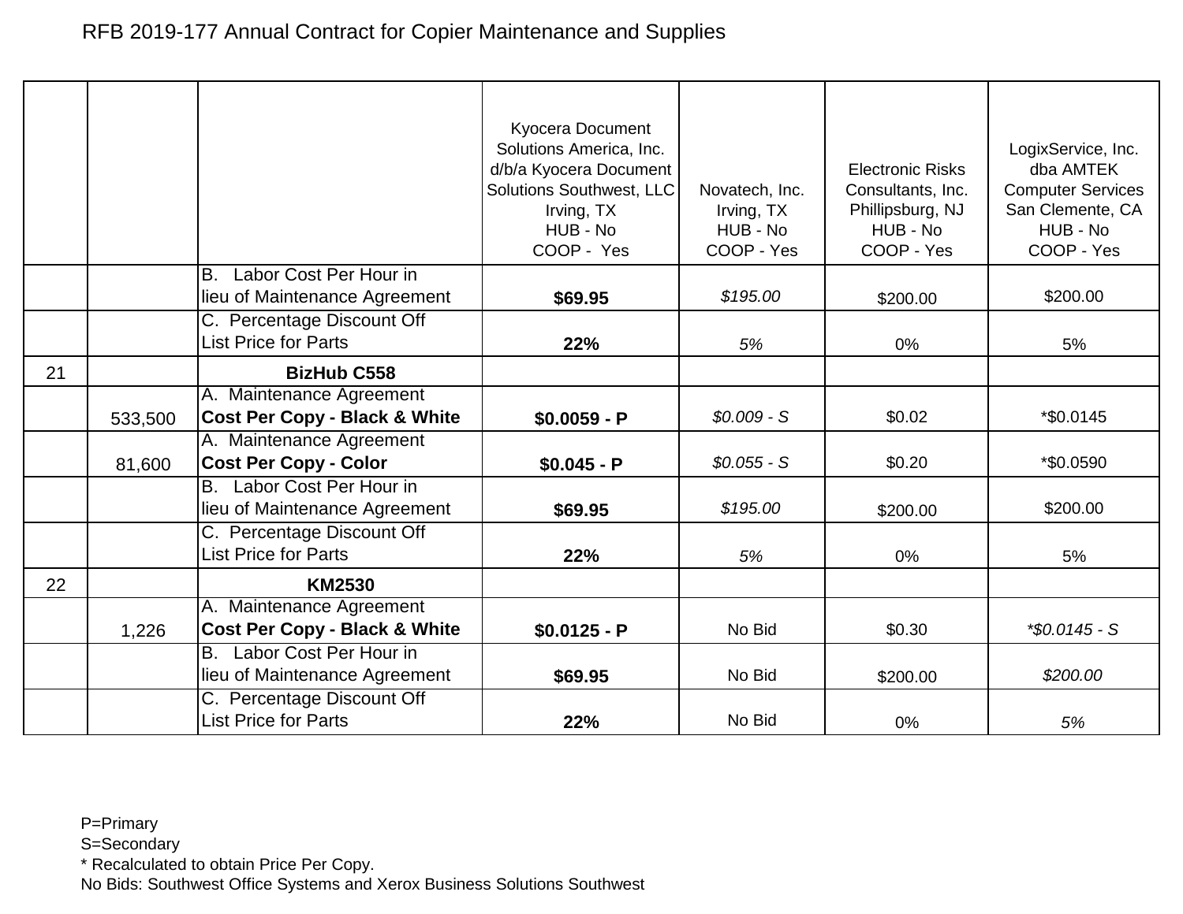# RFB 2019-177 Annual Contract for Copier Maintenance and Supplies

| | | | Kyocera Document Solutions America, Inc. d/b/a Kyocera Document Solutions Southwest, LLC Irving, TX HUB - No COOP - Yes | Novatech, Inc. Irving, TX HUB - No COOP - Yes | Electronic Risks Consultants, Inc. Phillipsburg, NJ HUB - No COOP - Yes | LogixService, Inc. dba AMTEK Computer Services San Clemente, CA HUB - No COOP - Yes |
|---|---|---|---|---|---|---|
| | | B. Labor Cost Per Hour in lieu of Maintenance Agreement | **$69.95** | *$195.00* | $200.00 | $200.00 |
| | | C. Percentage Discount Off List Price for Parts | **22%** | *5%* | 0% | 5% |
| 21 | | **BizHub C558** | | | | |
| | 533,500 | A. Maintenance Agreement **Cost Per Copy - Black & White** | **$0.0059 - P** | *$0.009 - S* | $0.02 | *$0.0145 |
| | 81,600 | A. Maintenance Agreement **Cost Per Copy - Color** | **$0.045 - P** | *$0.055 - S* | $0.20 | *$0.0590 |
| | | B. Labor Cost Per Hour in lieu of Maintenance Agreement | **$69.95** | *$195.00* | $200.00 | $200.00 |
| | | C. Percentage Discount Off List Price for Parts | **22%** | *5%* | 0% | 5% |
| 22 | | **KM2530** | | | | |
| | 1,226 | A. Maintenance Agreement **Cost Per Copy - Black & White** | **$0.0125 - P** | No Bid | $0.30 | *\*$0.0145 - S* |
| | | B. Labor Cost Per Hour in lieu of Maintenance Agreement | **$69.95** | No Bid | $200.00 | *$200.00* |
| | | C. Percentage Discount Off List Price for Parts | **22%** | No Bid | 0% | *5%* |

P=Primary
S=Secondary
* Recalculated to obtain Price Per Copy.
No Bids: Southwest Office Systems and Xerox Business Solutions Southwest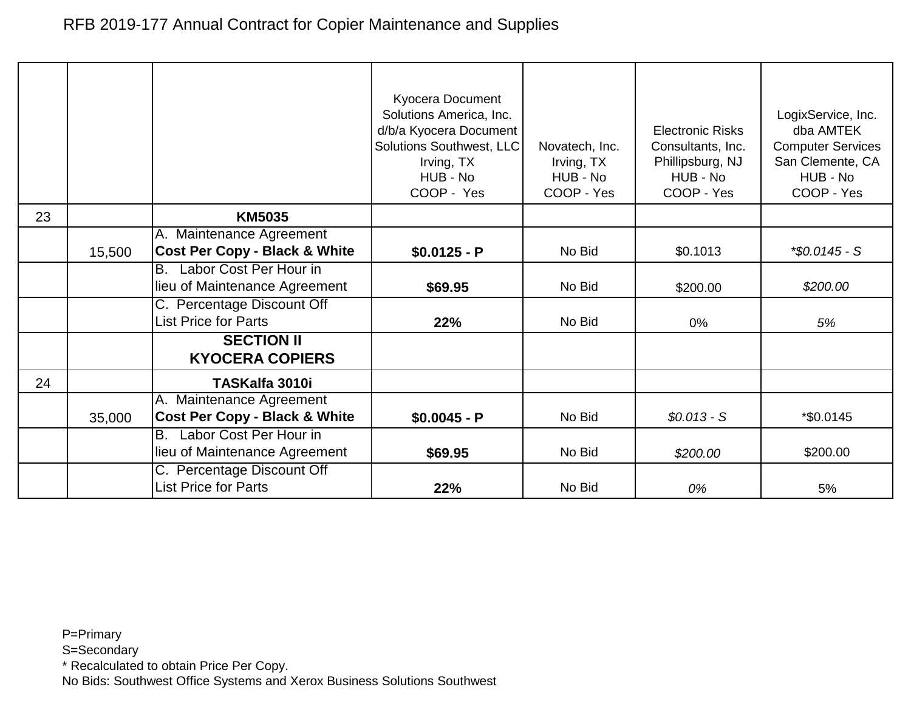# RFB 2019-177 Annual Contract for Copier Maintenance and Supplies

| | | | Kyocera Document Solutions America, Inc. d/b/a Kyocera Document Solutions Southwest, LLC Irving, TX HUB - No COOP - Yes | Novatech, Inc. Irving, TX HUB - No COOP - Yes | Electronic Risks Consultants, Inc. Phillipsburg, NJ HUB - No COOP - Yes | LogixService, Inc. dba AMTEK Computer Services San Clemente, CA HUB - No COOP - Yes |
|---|---|---|---|---|---|---|
| 23 | | **KM5035** | | | | |
| | 15,500 | A. Maintenance Agreement **Cost Per Copy - Black & White** | **$0.0125 - P** | No Bid | $0.1013 | *\*$0.0145 - S* |
| | | B. Labor Cost Per Hour in lieu of Maintenance Agreement | **$69.95** | No Bid | $200.00 | *$200.00* |
| | | C. Percentage Discount Off List Price for Parts | **22%** | No Bid | 0% | *5%* |
| | | **SECTION II KYOCERA COPIERS** | | | | |
| 24 | | **TASKalfa 3010i** | | | | |
| | 35,000 | A. Maintenance Agreement **Cost Per Copy - Black & White** | **$0.0045 - P** | No Bid | *$0.013 - S* | *$0.0145 |
| | | B. Labor Cost Per Hour in lieu of Maintenance Agreement | **$69.95** | No Bid | *$200.00* | $200.00 |
| | | C. Percentage Discount Off List Price for Parts | **22%** | No Bid | *0%* | 5% |

P=Primary
S=Secondary
* Recalculated to obtain Price Per Copy.
No Bids: Southwest Office Systems and Xerox Business Solutions Southwest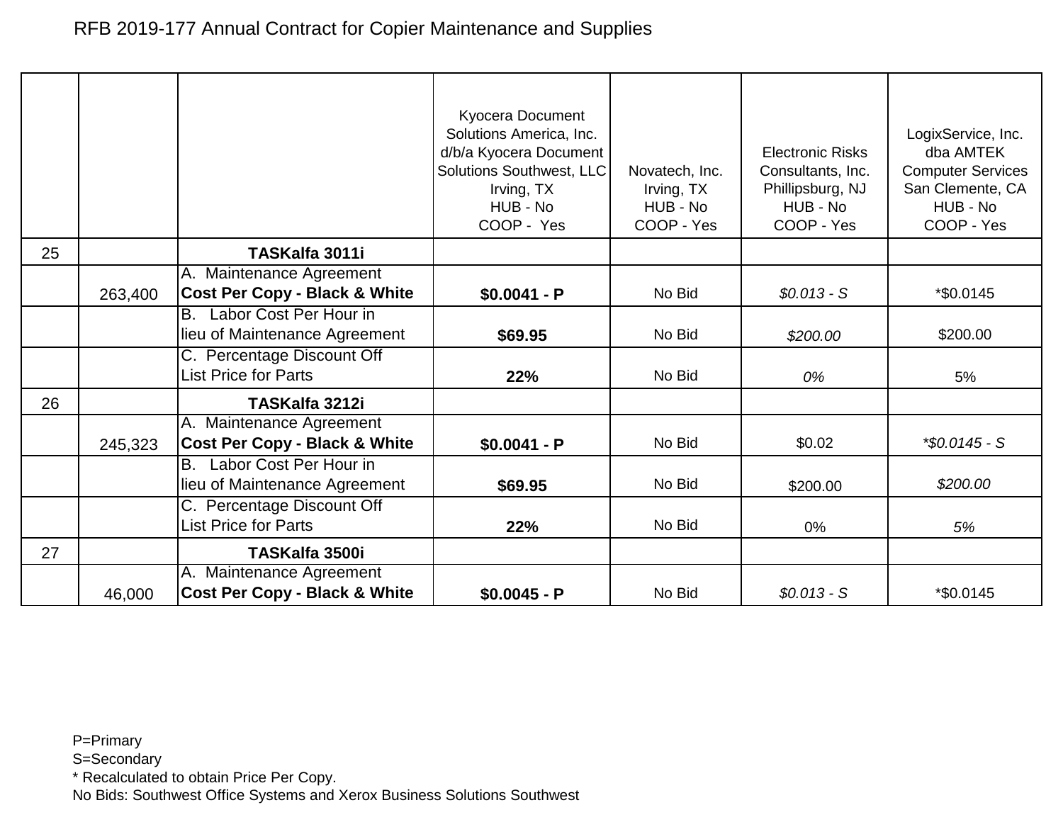RFB 2019-177 Annual Contract for Copier Maintenance and Supplies

| | | | Kyocera Document Solutions America, Inc. d/b/a Kyocera Document Solutions Southwest, LLC Irving, TX HUB - No COOP - Yes | Novatech, Inc. Irving, TX HUB - No COOP - Yes | Electronic Risks Consultants, Inc. Phillipsburg, NJ HUB - No COOP - Yes | LogixService, Inc. dba AMTEK Computer Services San Clemente, CA HUB - No COOP - Yes |
|---|---|---|---|---|---|---|
| 25 | | **TASKalfa 3011i** | | | | |
| | 263,400 | A. Maintenance Agreement **Cost Per Copy - Black & White** | **$0.0041 - P** | No Bid | *$0.013 - S* | *$0.0145 |
| | | B. Labor Cost Per Hour in lieu of Maintenance Agreement | **$69.95** | No Bid | *$200.00* | $200.00 |
| | | C. Percentage Discount Off List Price for Parts | **22%** | No Bid | *0%* | 5% |
| 26 | | **TASKalfa 3212i** | | | | |
| | 245,323 | A. Maintenance Agreement **Cost Per Copy - Black & White** | **$0.0041 - P** | No Bid | $0.02 | *\*$0.0145 - S* |
| | | B. Labor Cost Per Hour in lieu of Maintenance Agreement | **$69.95** | No Bid | $200.00 | *$200.00* |
| | | C. Percentage Discount Off List Price for Parts | **22%** | No Bid | 0% | *5%* |
| 27 | | **TASKalfa 3500i** | | | | |
| | 46,000 | A. Maintenance Agreement **Cost Per Copy - Black & White** | **$0.0045 - P** | No Bid | *$0.013 - S* | *$0.0145 |

P=Primary
S=Secondary
* Recalculated to obtain Price Per Copy.
No Bids: Southwest Office Systems and Xerox Business Solutions Southwest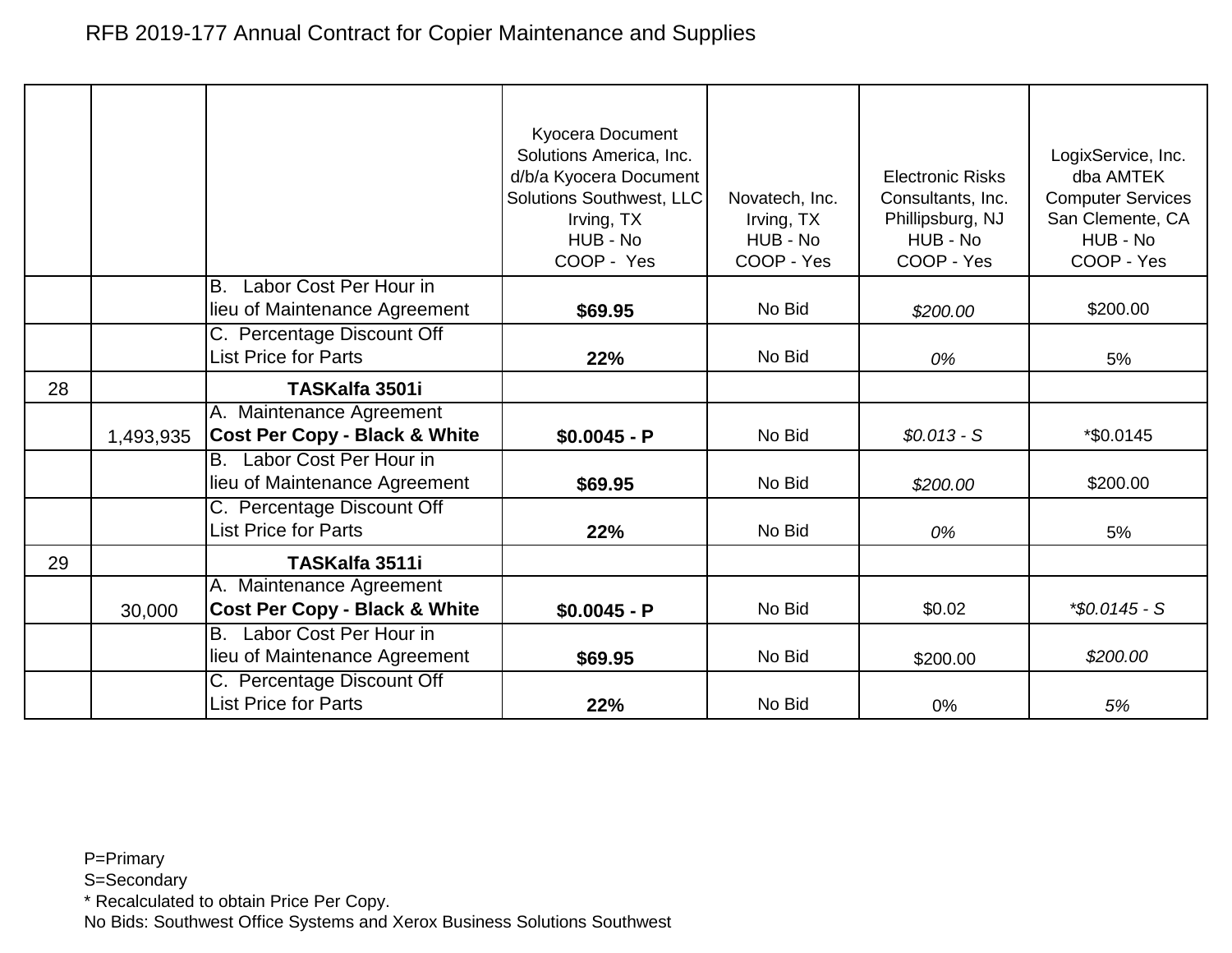RFB 2019-177 Annual Contract for Copier Maintenance and Supplies

| | | | Kyocera Document Solutions America, Inc. d/b/a Kyocera Document Solutions Southwest, LLC Irving, TX HUB - No COOP - Yes | Novatech, Inc. Irving, TX HUB - No COOP - Yes | Electronic Risks Consultants, Inc. Phillipsburg, NJ HUB - No COOP - Yes | LogixService, Inc. dba AMTEK Computer Services San Clemente, CA HUB - No COOP - Yes |
|---|---|---|---|---|---|---|
| | | B. Labor Cost Per Hour in lieu of Maintenance Agreement | **$69.95** | No Bid | *$200.00* | $200.00 |
| | | C. Percentage Discount Off List Price for Parts | **22%** | No Bid | *0%* | 5% |
| 28 | | **TASKalfa 3501i** | | | | |
| | 1,493,935 | A. Maintenance Agreement **Cost Per Copy - Black & White** | **$0.0045 - P** | No Bid | *$0.013 - S* | *$0.0145 |
| | | B. Labor Cost Per Hour in lieu of Maintenance Agreement | **$69.95** | No Bid | *$200.00* | $200.00 |
| | | C. Percentage Discount Off List Price for Parts | **22%** | No Bid | *0%* | 5% |
| 29 | | **TASKalfa 3511i** | | | | |
| | 30,000 | A. Maintenance Agreement **Cost Per Copy - Black & White** | **$0.0045 - P** | No Bid | $0.02 | **$0.0145 - S* |
| | | B. Labor Cost Per Hour in lieu of Maintenance Agreement | **$69.95** | No Bid | $200.00 | *$200.00* |
| | | C. Percentage Discount Off List Price for Parts | **22%** | No Bid | 0% | *5%* |

P=Primary
S=Secondary
* Recalculated to obtain Price Per Copy.
No Bids: Southwest Office Systems and Xerox Business Solutions Southwest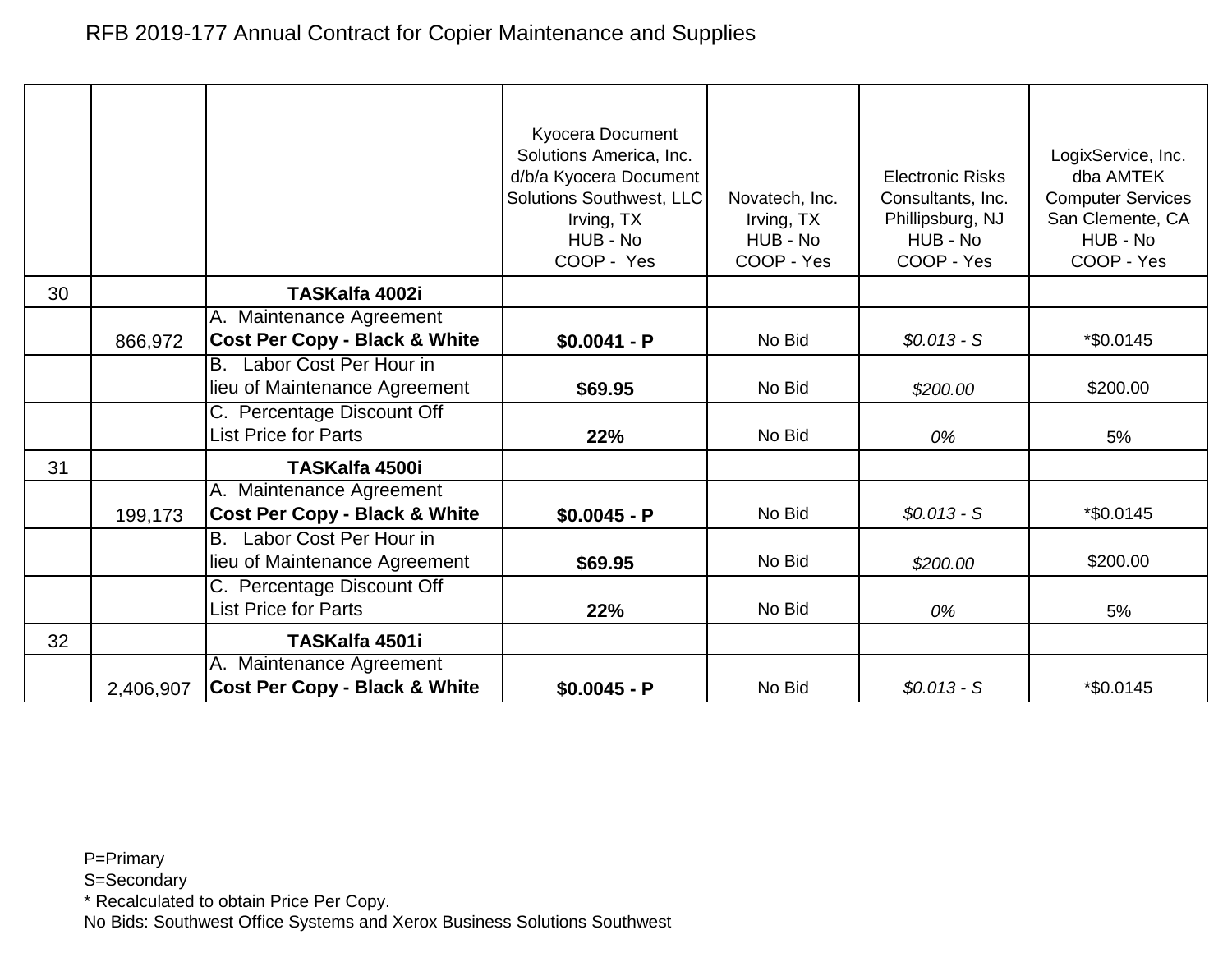RFB 2019-177 Annual Contract for Copier Maintenance and Supplies

| | | | Kyocera Document Solutions America, Inc. d/b/a Kyocera Document Solutions Southwest, LLC Irving, TX HUB - No COOP - Yes | Novatech, Inc. Irving, TX HUB - No COOP - Yes | Electronic Risks Consultants, Inc. Phillipsburg, NJ HUB - No COOP - Yes | LogixService, Inc. dba AMTEK Computer Services San Clemente, CA HUB - No COOP - Yes |
|---|---|---|---|---|---|---|
| 30 | | **TASKalfa 4002i** | | | | |
| | 866,972 | A. Maintenance Agreement **Cost Per Copy - Black & White** | **$0.0041 - P** | No Bid | *$0.013 - S* | *$0.0145 |
| | | B. Labor Cost Per Hour in lieu of Maintenance Agreement | **$69.95** | No Bid | *$200.00* | $200.00 |
| | | C. Percentage Discount Off List Price for Parts | **22%** | No Bid | *0%* | 5% |
| 31 | | **TASKalfa 4500i** | | | | |
| | 199,173 | A. Maintenance Agreement **Cost Per Copy - Black & White** | **$0.0045 - P** | No Bid | *$0.013 - S* | *$0.0145 |
| | | B. Labor Cost Per Hour in lieu of Maintenance Agreement | **$69.95** | No Bid | *$200.00* | $200.00 |
| | | C. Percentage Discount Off List Price for Parts | **22%** | No Bid | *0%* | 5% |
| 32 | | **TASKalfa 4501i** | | | | |
| | 2,406,907 | A. Maintenance Agreement **Cost Per Copy - Black & White** | **$0.0045 - P** | No Bid | *$0.013 - S* | *$0.0145 |

P=Primary
S=Secondary
* Recalculated to obtain Price Per Copy.
No Bids: Southwest Office Systems and Xerox Business Solutions Southwest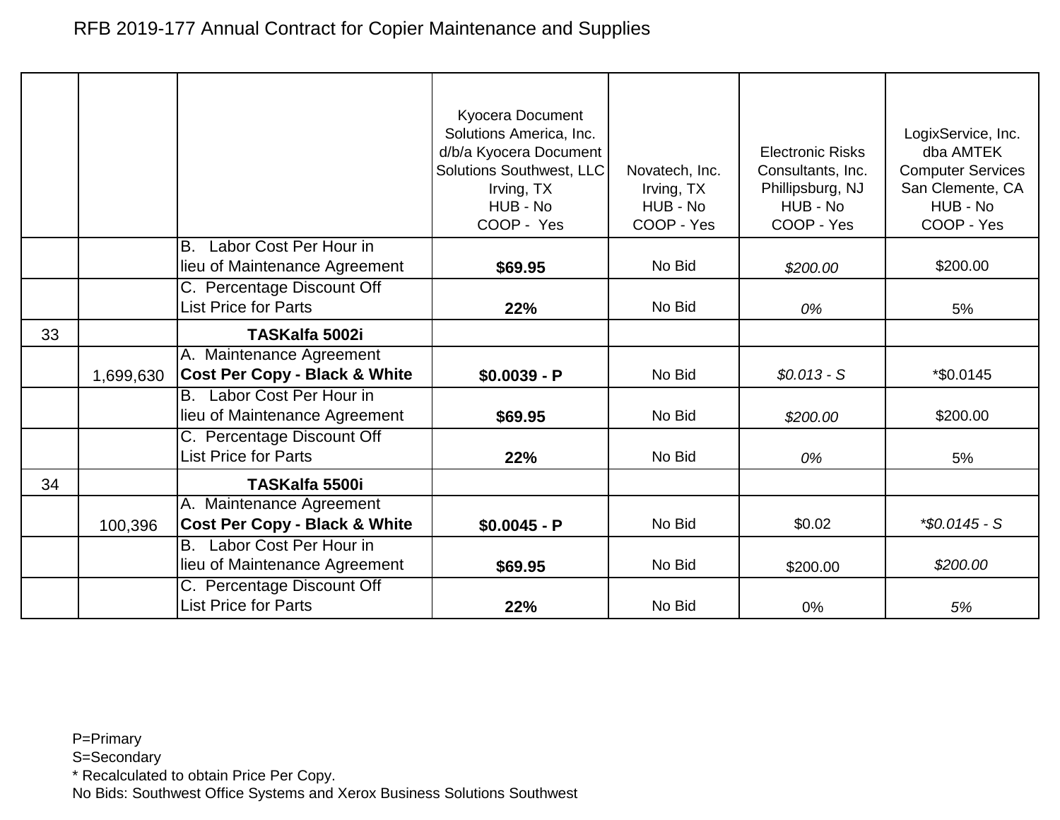# RFB 2019-177 Annual Contract for Copier Maintenance and Supplies

| | | | Kyocera Document Solutions America, Inc. d/b/a Kyocera Document Solutions Southwest, LLC Irving, TX HUB - No COOP - Yes | Novatech, Inc. Irving, TX HUB - No COOP - Yes | Electronic Risks Consultants, Inc. Phillipsburg, NJ HUB - No COOP - Yes | LogixService, Inc. dba AMTEK Computer Services San Clemente, CA HUB - No COOP - Yes |
|---|---|---|---|---|---|---|
| | | B. Labor Cost Per Hour in lieu of Maintenance Agreement | **$69.95** | No Bid | *$200.00* | $200.00 |
| | | C. Percentage Discount Off List Price for Parts | **22%** | No Bid | *0%* | 5% |
| 33 | | **TASKalfa 5002i** | | | | |
| | 1,699,630 | A. Maintenance Agreement **Cost Per Copy - Black & White** | **$0.0039 - P** | No Bid | *$0.013 - S* | *$0.0145 |
| | | B. Labor Cost Per Hour in lieu of Maintenance Agreement | **$69.95** | No Bid | *$200.00* | $200.00 |
| | | C. Percentage Discount Off List Price for Parts | **22%** | No Bid | *0%* | 5% |
| 34 | | **TASKalfa 5500i** | | | | |
| | 100,396 | A. Maintenance Agreement **Cost Per Copy - Black & White** | **$0.0045 - P** | No Bid | $0.02 | *\*$0.0145 - S* |
| | | B. Labor Cost Per Hour in lieu of Maintenance Agreement | **$69.95** | No Bid | $200.00 | *$200.00* |
| | | C. Percentage Discount Off List Price for Parts | **22%** | No Bid | 0% | *5%* |

P=Primary
S=Secondary
* Recalculated to obtain Price Per Copy.
No Bids: Southwest Office Systems and Xerox Business Solutions Southwest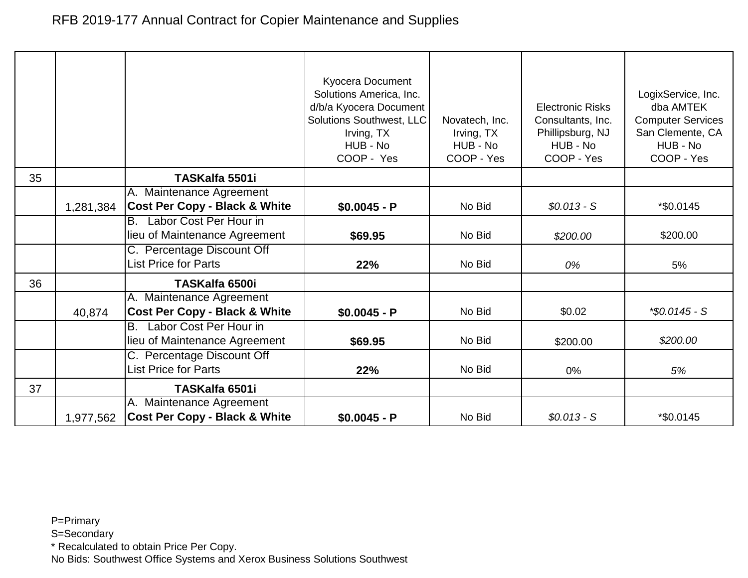# RFB 2019-177 Annual Contract for Copier Maintenance and Supplies

| | | | Kyocera Document Solutions America, Inc. d/b/a Kyocera Document Solutions Southwest, LLC Irving, TX HUB - No COOP - Yes | Novatech, Inc. Irving, TX HUB - No COOP - Yes | Electronic Risks Consultants, Inc. Phillipsburg, NJ HUB - No COOP - Yes | LogixService, Inc. dba AMTEK Computer Services San Clemente, CA HUB - No COOP - Yes |
|---|---|---|---|---|---|---|
| 35 | | **TASKalfa 5501i** | | | | |
| | 1,281,384 | A. Maintenance Agreement **Cost Per Copy - Black & White** | **$0.0045 - P** | No Bid | *$0.013 - S* | *$0.0145 |
| | | B. Labor Cost Per Hour in lieu of Maintenance Agreement | **$69.95** | No Bid | *$200.00* | $200.00 |
| | | C. Percentage Discount Off List Price for Parts | **22%** | No Bid | *0%* | 5% |
| 36 | | **TASKalfa 6500i** | | | | |
| | 40,874 | A. Maintenance Agreement **Cost Per Copy - Black & White** | **$0.0045 - P** | No Bid | $0.02 | *\*$0.0145 - S* |
| | | B. Labor Cost Per Hour in lieu of Maintenance Agreement | **$69.95** | No Bid | $200.00 | *$200.00* |
| | | C. Percentage Discount Off List Price for Parts | **22%** | No Bid | 0% | *5%* |
| 37 | | **TASKalfa 6501i** | | | | |
| | 1,977,562 | A. Maintenance Agreement **Cost Per Copy - Black & White** | **$0.0045 - P** | No Bid | *$0.013 - S* | *$0.0145 |

P=Primary
S=Secondary
* Recalculated to obtain Price Per Copy.
No Bids: Southwest Office Systems and Xerox Business Solutions Southwest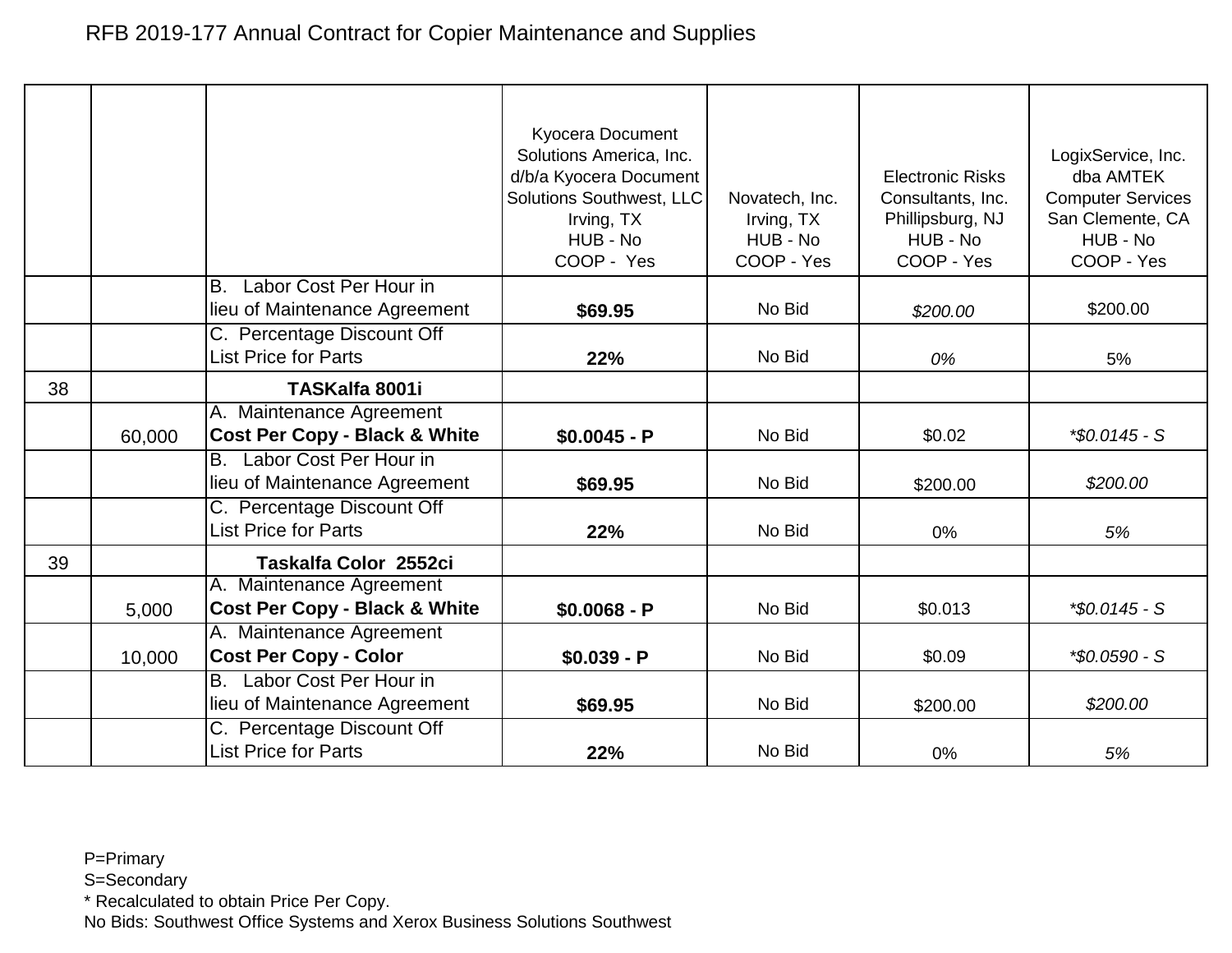RFB 2019-177 Annual Contract for Copier Maintenance and Supplies

| | | | Kyocera Document Solutions America, Inc. d/b/a Kyocera Document Solutions Southwest, LLC Irving, TX HUB - No COOP - Yes | Novatech, Inc. Irving, TX HUB - No COOP - Yes | Electronic Risks Consultants, Inc. Phillipsburg, NJ HUB - No COOP - Yes | LogixService, Inc. dba AMTEK Computer Services San Clemente, CA HUB - No COOP - Yes |
|---|---|---|---|---|---|---|
| | | B. Labor Cost Per Hour in lieu of Maintenance Agreement | **$69.95** | No Bid | *$200.00* | $200.00 |
| | | C. Percentage Discount Off List Price for Parts | **22%** | No Bid | *0%* | 5% |
| 38 | | **TASKalfa 8001i** | | | | |
| | 60,000 | A. Maintenance Agreement **Cost Per Copy - Black & White** | **$0.0045 - P** | No Bid | $0.02 | *\*$0.0145 - S* |
| | | B. Labor Cost Per Hour in lieu of Maintenance Agreement | **$69.95** | No Bid | $200.00 | *$200.00* |
| | | C. Percentage Discount Off List Price for Parts | **22%** | No Bid | 0% | *5%* |
| 39 | | **Taskalfa Color 2552ci** | | | | |
| | 5,000 | A. Maintenance Agreement **Cost Per Copy - Black & White** | **$0.0068 - P** | No Bid | $0.013 | *\*$0.0145 - S* |
| | 10,000 | A. Maintenance Agreement **Cost Per Copy - Color** | **$0.039 - P** | No Bid | $0.09 | *\*$0.0590 - S* |
| | | B. Labor Cost Per Hour in lieu of Maintenance Agreement | **$69.95** | No Bid | $200.00 | *$200.00* |
| | | C. Percentage Discount Off List Price for Parts | **22%** | No Bid | 0% | *5%* |

P=Primary
S=Secondary
* Recalculated to obtain Price Per Copy.
No Bids: Southwest Office Systems and Xerox Business Solutions Southwest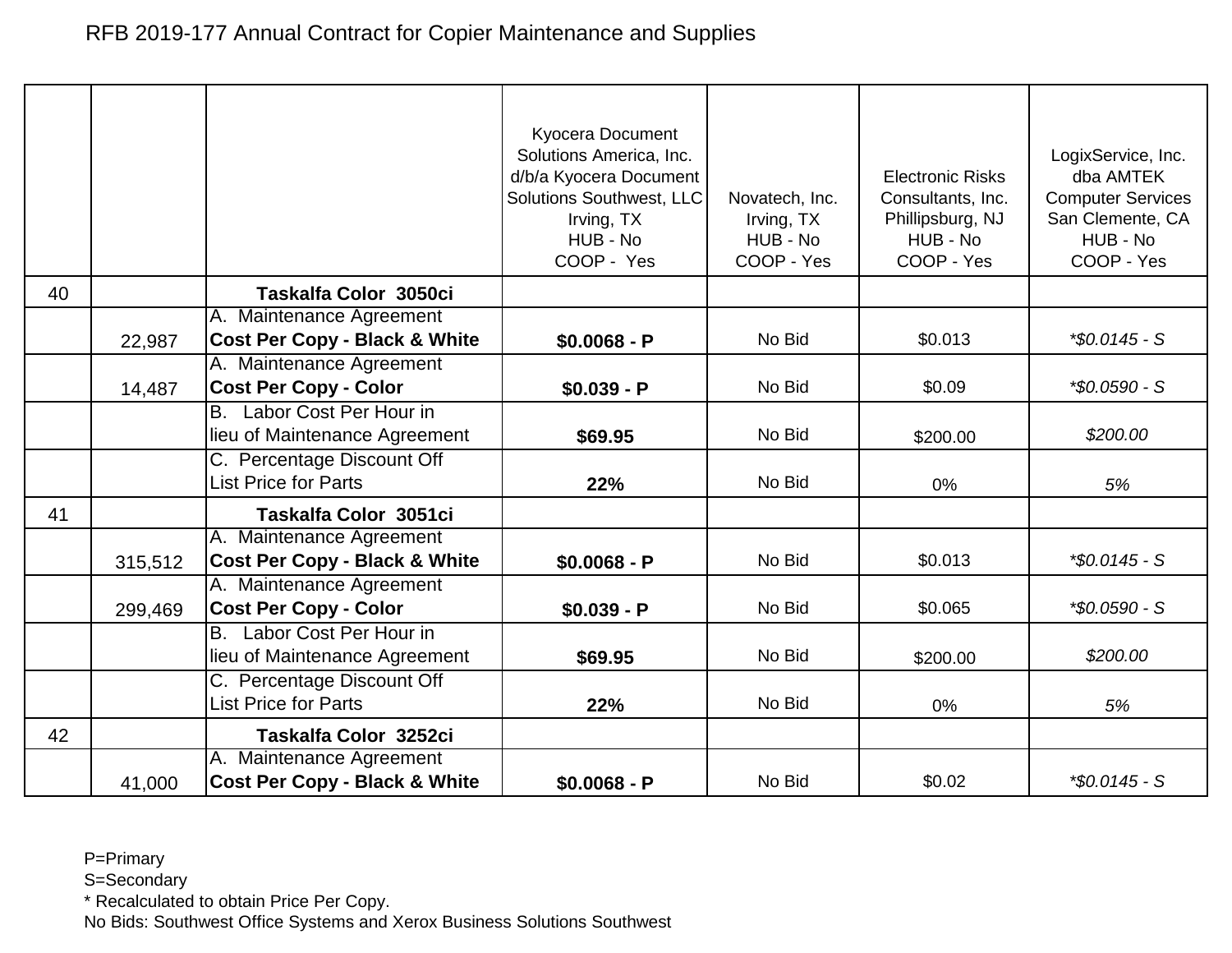RFB 2019-177 Annual Contract for Copier Maintenance and Supplies

| | | | Kyocera Document Solutions America, Inc. d/b/a Kyocera Document Solutions Southwest, LLC Irving, TX HUB - No COOP - Yes | Novatech, Inc. Irving, TX HUB - No COOP - Yes | Electronic Risks Consultants, Inc. Phillipsburg, NJ HUB - No COOP - Yes | LogixService, Inc. dba AMTEK Computer Services San Clemente, CA HUB - No COOP - Yes |
|---|---|---|---|---|---|---|
| 40 | | **Taskalfa Color 3050ci** | | | | |
| | 22,987 | A. Maintenance Agreement **Cost Per Copy - Black & White** | **$0.0068 - P** | No Bid | $0.013 | *\*$0.0145 - S* |
| | 14,487 | A. Maintenance Agreement **Cost Per Copy - Color** | **$0.039 - P** | No Bid | $0.09 | *\*$0.0590 - S* |
| | | B. Labor Cost Per Hour in lieu of Maintenance Agreement | **$69.95** | No Bid | $200.00 | *$200.00* |
| | | C. Percentage Discount Off List Price for Parts | **22%** | No Bid | 0% | *5%* |
| 41 | | **Taskalfa Color 3051ci** | | | | |
| | 315,512 | A. Maintenance Agreement **Cost Per Copy - Black & White** | **$0.0068 - P** | No Bid | $0.013 | *\*$0.0145 - S* |
| | 299,469 | A. Maintenance Agreement **Cost Per Copy - Color** | **$0.039 - P** | No Bid | $0.065 | *\*$0.0590 - S* |
| | | B. Labor Cost Per Hour in lieu of Maintenance Agreement | **$69.95** | No Bid | $200.00 | *$200.00* |
| | | C. Percentage Discount Off List Price for Parts | **22%** | No Bid | 0% | *5%* |
| 42 | | **Taskalfa Color 3252ci** | | | | |
| | 41,000 | A. Maintenance Agreement **Cost Per Copy - Black & White** | **$0.0068 - P** | No Bid | $0.02 | *\*$0.0145 - S* |

P=Primary
S=Secondary
* Recalculated to obtain Price Per Copy.
No Bids: Southwest Office Systems and Xerox Business Solutions Southwest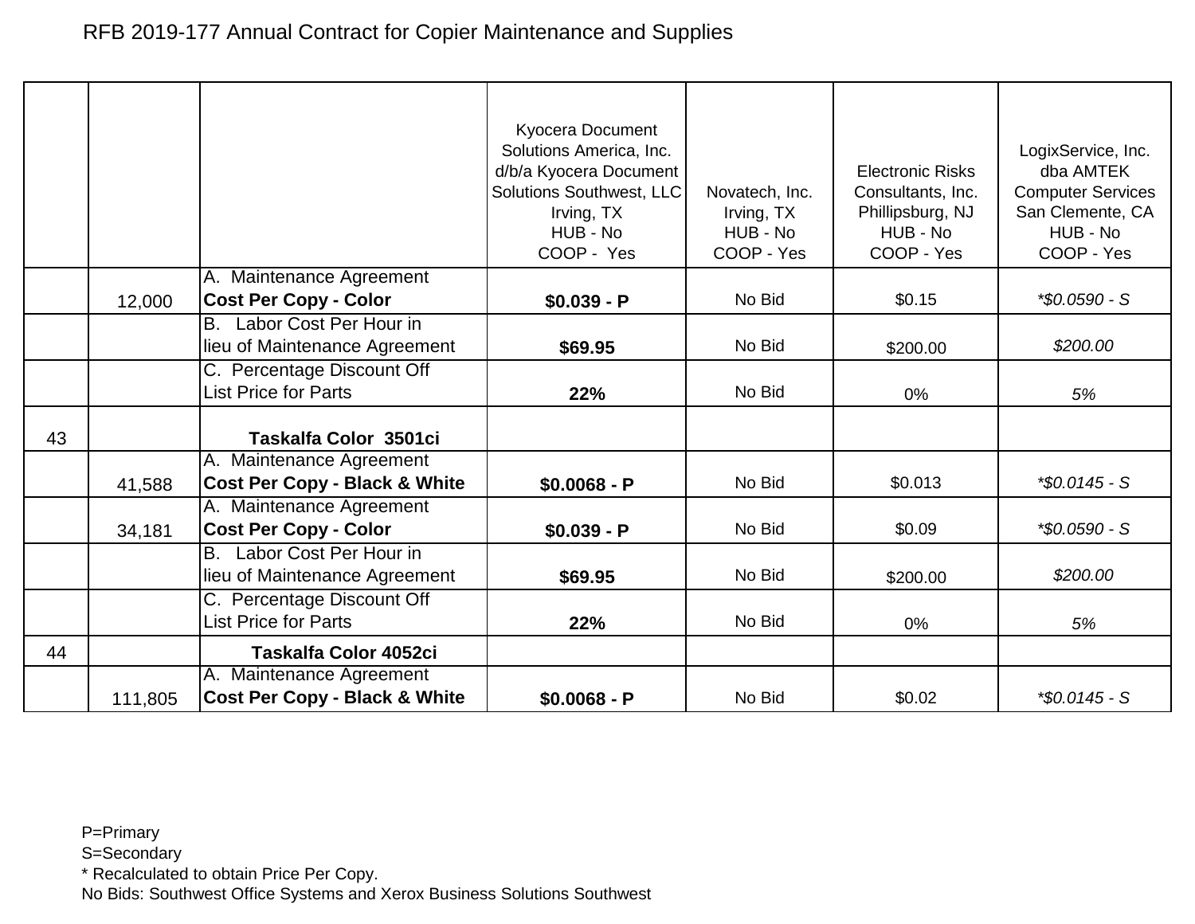# RFB 2019-177 Annual Contract for Copier Maintenance and Supplies

| | | | Kyocera Document Solutions America, Inc. d/b/a Kyocera Document Solutions Southwest, LLC Irving, TX HUB - No COOP - Yes | Novatech, Inc. Irving, TX HUB - No COOP - Yes | Electronic Risks Consultants, Inc. Phillipsburg, NJ HUB - No COOP - Yes | LogixService, Inc. dba AMTEK Computer Services San Clemente, CA HUB - No COOP - Yes |
|---|---|---|---|---|---|---|
| | 12,000 | A. Maintenance Agreement **Cost Per Copy - Color** | **$0.039 - P** | No Bid | $0.15 | *\*$0.0590 - S* |
| | | B. Labor Cost Per Hour in lieu of Maintenance Agreement | **$69.95** | No Bid | $200.00 | *$200.00* |
| | | C. Percentage Discount Off List Price for Parts | **22%** | No Bid | 0% | *5%* |
| 43 | | **Taskalfa Color 3501ci** | | | | |
| | 41,588 | A. Maintenance Agreement **Cost Per Copy - Black & White** | **$0.0068 - P** | No Bid | $0.013 | *\*$0.0145 - S* |
| | 34,181 | A. Maintenance Agreement **Cost Per Copy - Color** | **$0.039 - P** | No Bid | $0.09 | *\*$0.0590 - S* |
| | | B. Labor Cost Per Hour in lieu of Maintenance Agreement | **$69.95** | No Bid | $200.00 | *$200.00* |
| | | C. Percentage Discount Off List Price for Parts | **22%** | No Bid | 0% | *5%* |
| 44 | | **Taskalfa Color 4052ci** | | | | |
| | 111,805 | A. Maintenance Agreement **Cost Per Copy - Black & White** | **$0.0068 - P** | No Bid | $0.02 | *\*$0.0145 - S* |

P=Primary
S=Secondary
* Recalculated to obtain Price Per Copy.
No Bids: Southwest Office Systems and Xerox Business Solutions Southwest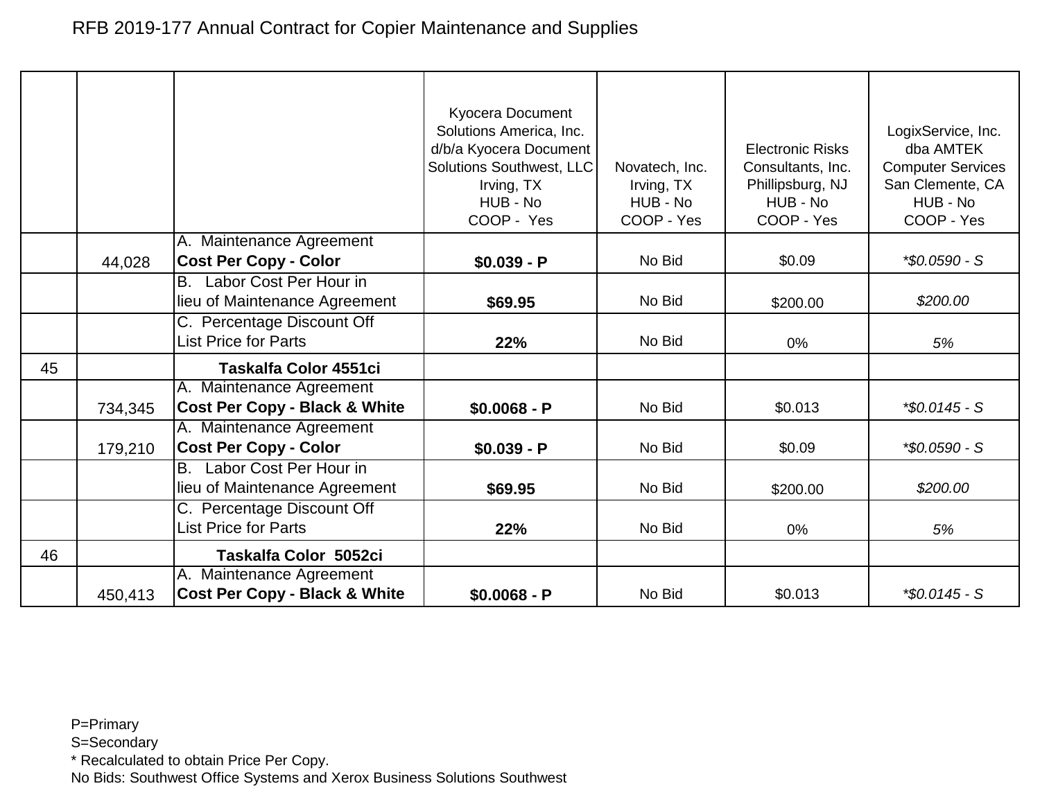RFB 2019-177 Annual Contract for Copier Maintenance and Supplies

| | | | Kyocera Document Solutions America, Inc. d/b/a Kyocera Document Solutions Southwest, LLC Irving, TX HUB - No COOP - Yes | Novatech, Inc. Irving, TX HUB - No COOP - Yes | Electronic Risks Consultants, Inc. Phillipsburg, NJ HUB - No COOP - Yes | LogixService, Inc. dba AMTEK Computer Services San Clemente, CA HUB - No COOP - Yes |
|---|---|---|---|---|---|---|
| | 44,028 | A. Maintenance Agreement **Cost Per Copy - Color** | **$0.039 - P** | No Bid | $0.09 | *\*$0.0590 - S* |
| | | B. Labor Cost Per Hour in lieu of Maintenance Agreement | **$69.95** | No Bid | $200.00 | *$200.00* |
| | | C. Percentage Discount Off List Price for Parts | **22%** | No Bid | 0% | *5%* |
| 45 | | **Taskalfa Color 4551ci** | | | | |
| | 734,345 | A. Maintenance Agreement **Cost Per Copy - Black & White** | **$0.0068 - P** | No Bid | $0.013 | *\*$0.0145 - S* |
| | 179,210 | A. Maintenance Agreement **Cost Per Copy - Color** | **$0.039 - P** | No Bid | $0.09 | *\*$0.0590 - S* |
| | | B. Labor Cost Per Hour in lieu of Maintenance Agreement | **$69.95** | No Bid | $200.00 | *$200.00* |
| | | C. Percentage Discount Off List Price for Parts | **22%** | No Bid | 0% | *5%* |
| 46 | | **Taskalfa Color 5052ci** | | | | |
| | 450,413 | A. Maintenance Agreement **Cost Per Copy - Black & White** | **$0.0068 - P** | No Bid | $0.013 | *\*$0.0145 - S* |

P=Primary
S=Secondary
* Recalculated to obtain Price Per Copy.
No Bids: Southwest Office Systems and Xerox Business Solutions Southwest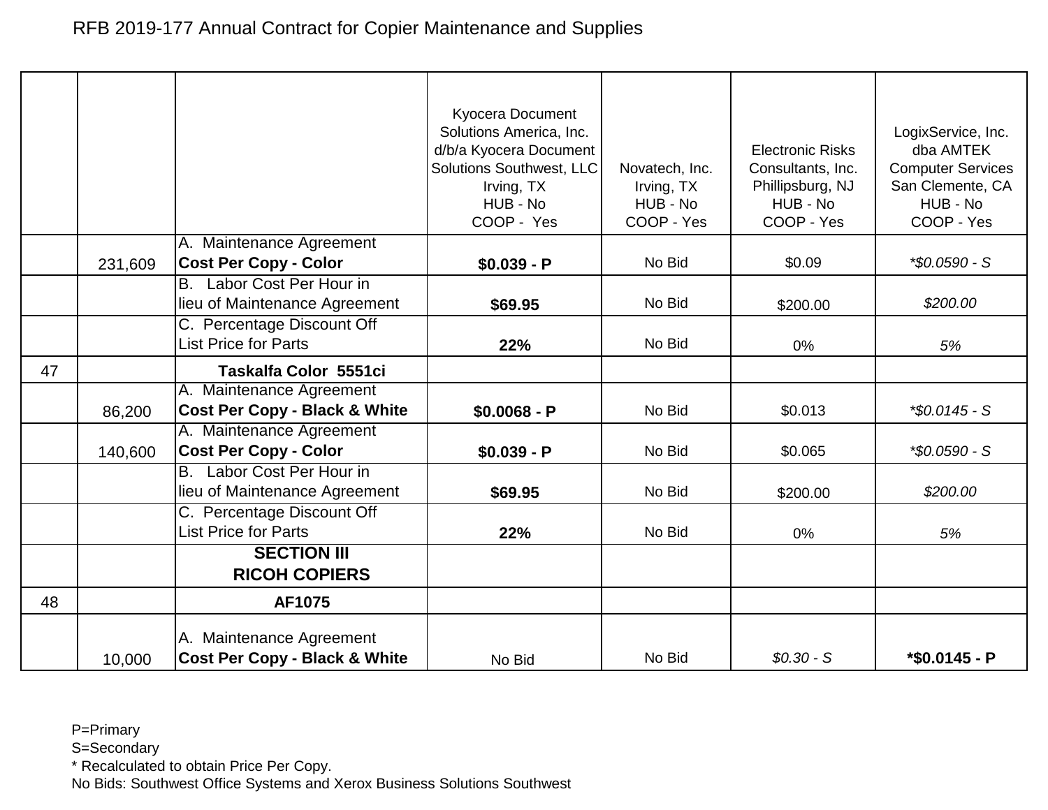RFB 2019-177 Annual Contract for Copier Maintenance and Supplies

| | | | Kyocera Document Solutions America, Inc. d/b/a Kyocera Document Solutions Southwest, LLC Irving, TX HUB - No COOP - Yes | Novatech, Inc. Irving, TX HUB - No COOP - Yes | Electronic Risks Consultants, Inc. Phillipsburg, NJ HUB - No COOP - Yes | LogixService, Inc. dba AMTEK Computer Services San Clemente, CA HUB - No COOP - Yes |
|---|---|---|---|---|---|---|
| | 231,609 | A. Maintenance Agreement **Cost Per Copy - Color** | **$0.039 - P** | No Bid | $0.09 | *\*$0.0590 - S* |
| | | B. Labor Cost Per Hour in lieu of Maintenance Agreement | **$69.95** | No Bid | $200.00 | *$200.00* |
| | | C. Percentage Discount Off List Price for Parts | **22%** | No Bid | 0% | *5%* |
| 47 | | **Taskalfa Color 5551ci** | | | | |
| | 86,200 | A. Maintenance Agreement **Cost Per Copy - Black & White** | **$0.0068 - P** | No Bid | $0.013 | *\*$0.0145 - S* |
| | 140,600 | A. Maintenance Agreement **Cost Per Copy - Color** | **$0.039 - P** | No Bid | $0.065 | *\*$0.0590 - S* |
| | | B. Labor Cost Per Hour in lieu of Maintenance Agreement | **$69.95** | No Bid | $200.00 | *$200.00* |
| | | C. Percentage Discount Off List Price for Parts | **22%** | No Bid | 0% | *5%* |
| | | **SECTION III RICOH COPIERS** | | | | |
| 48 | | **AF1075** | | | | |
| | 10,000 | A. Maintenance Agreement **Cost Per Copy - Black & White** | No Bid | No Bid | *$0.30 - S* | **\*$0.0145 - P** |

P=Primary
S=Secondary
* Recalculated to obtain Price Per Copy.
No Bids: Southwest Office Systems and Xerox Business Solutions Southwest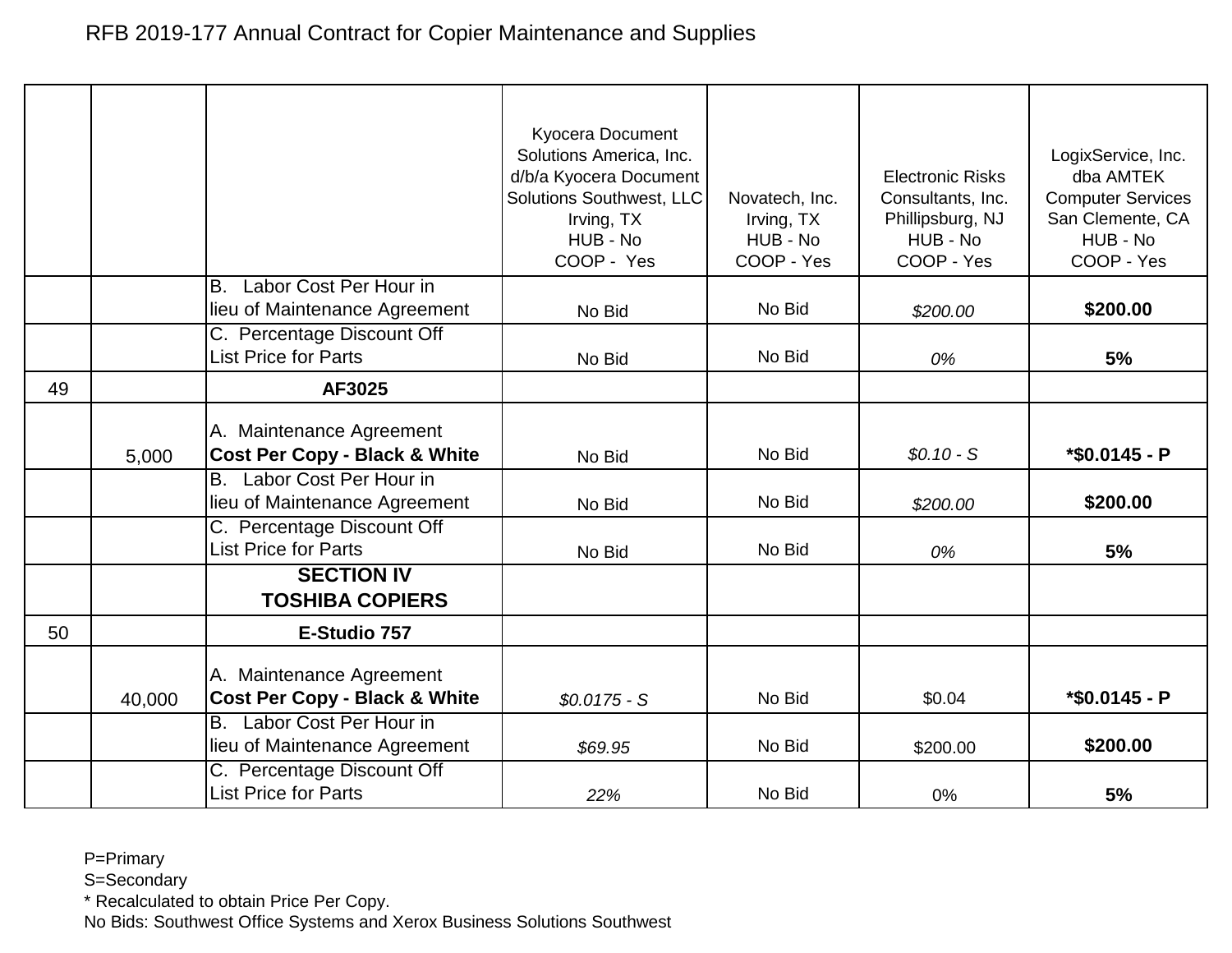RFB 2019-177 Annual Contract for Copier Maintenance and Supplies

| | | | Kyocera Document Solutions America, Inc. d/b/a Kyocera Document Solutions Southwest, LLC Irving, TX HUB - No COOP - Yes | Novatech, Inc. Irving, TX HUB - No COOP - Yes | Electronic Risks Consultants, Inc. Phillipsburg, NJ HUB - No COOP - Yes | LogixService, Inc. dba AMTEK Computer Services San Clemente, CA HUB - No COOP - Yes |
|---|---|---|---|---|---|---|
| | | B. Labor Cost Per Hour in lieu of Maintenance Agreement | No Bid | No Bid | *$200.00* | **$200.00** |
| | | C. Percentage Discount Off List Price for Parts | No Bid | No Bid | *0%* | **5%** |
| 49 | | **AF3025** | | | | |
| | 5,000 | A. Maintenance Agreement **Cost Per Copy - Black & White** | No Bid | No Bid | *$0.10 - S* | **\*$0.0145 - P** |
| | | B. Labor Cost Per Hour in lieu of Maintenance Agreement | No Bid | No Bid | *$200.00* | **$200.00** |
| | | C. Percentage Discount Off List Price for Parts | No Bid | No Bid | *0%* | **5%** |
| | | **SECTION IV TOSHIBA COPIERS** | | | | |
| 50 | | **E-Studio 757** | | | | |
| | 40,000 | A. Maintenance Agreement **Cost Per Copy - Black & White** | *$0.0175 - S* | No Bid | $0.04 | **\*$0.0145 - P** |
| | | B. Labor Cost Per Hour in lieu of Maintenance Agreement | *$69.95* | No Bid | $200.00 | **$200.00** |
| | | C. Percentage Discount Off List Price for Parts | *22%* | No Bid | 0% | **5%** |

P=Primary
S=Secondary
* Recalculated to obtain Price Per Copy.
No Bids: Southwest Office Systems and Xerox Business Solutions Southwest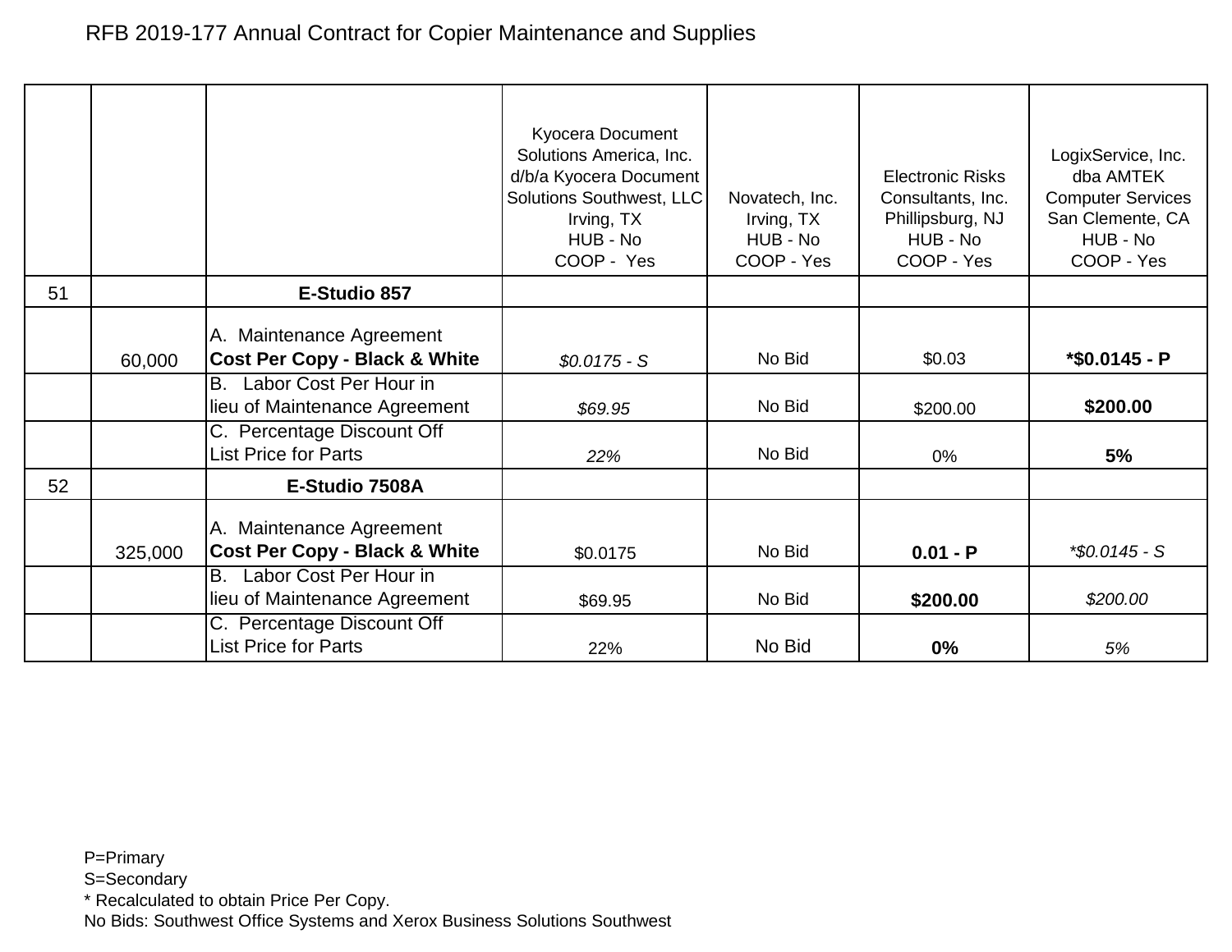RFB 2019-177 Annual Contract for Copier Maintenance and Supplies

| | | | Kyocera Document Solutions America, Inc. d/b/a Kyocera Document Solutions Southwest, LLC Irving, TX HUB - No COOP - Yes | Novatech, Inc. Irving, TX HUB - No COOP - Yes | Electronic Risks Consultants, Inc. Phillipsburg, NJ HUB - No COOP - Yes | LogixService, Inc. dba AMTEK Computer Services San Clemente, CA HUB - No COOP - Yes |
|---|---|---|---|---|---|---|
| 51 | | **E-Studio 857** | | | | |
| | 60,000 | A. Maintenance Agreement **Cost Per Copy - Black & White** | *$0.0175 - S* | No Bid | $0.03 | ***$0.0145 - P** |
| | | B. Labor Cost Per Hour in lieu of Maintenance Agreement | *$69.95* | No Bid | $200.00 | **$200.00** |
| | | C. Percentage Discount Off List Price for Parts | *22%* | No Bid | 0% | **5%** |
| 52 | | **E-Studio 7508A** | | | | |
| | 325,000 | A. Maintenance Agreement **Cost Per Copy - Black & White** | $0.0175 | No Bid | **0.01 - P** | **$0.0145 - S* |
| | | B. Labor Cost Per Hour in lieu of Maintenance Agreement | $69.95 | No Bid | **$200.00** | *$200.00* |
| | | C. Percentage Discount Off List Price for Parts | 22% | No Bid | **0%** | *5%* |

P=Primary
S=Secondary
* Recalculated to obtain Price Per Copy.
No Bids: Southwest Office Systems and Xerox Business Solutions Southwest